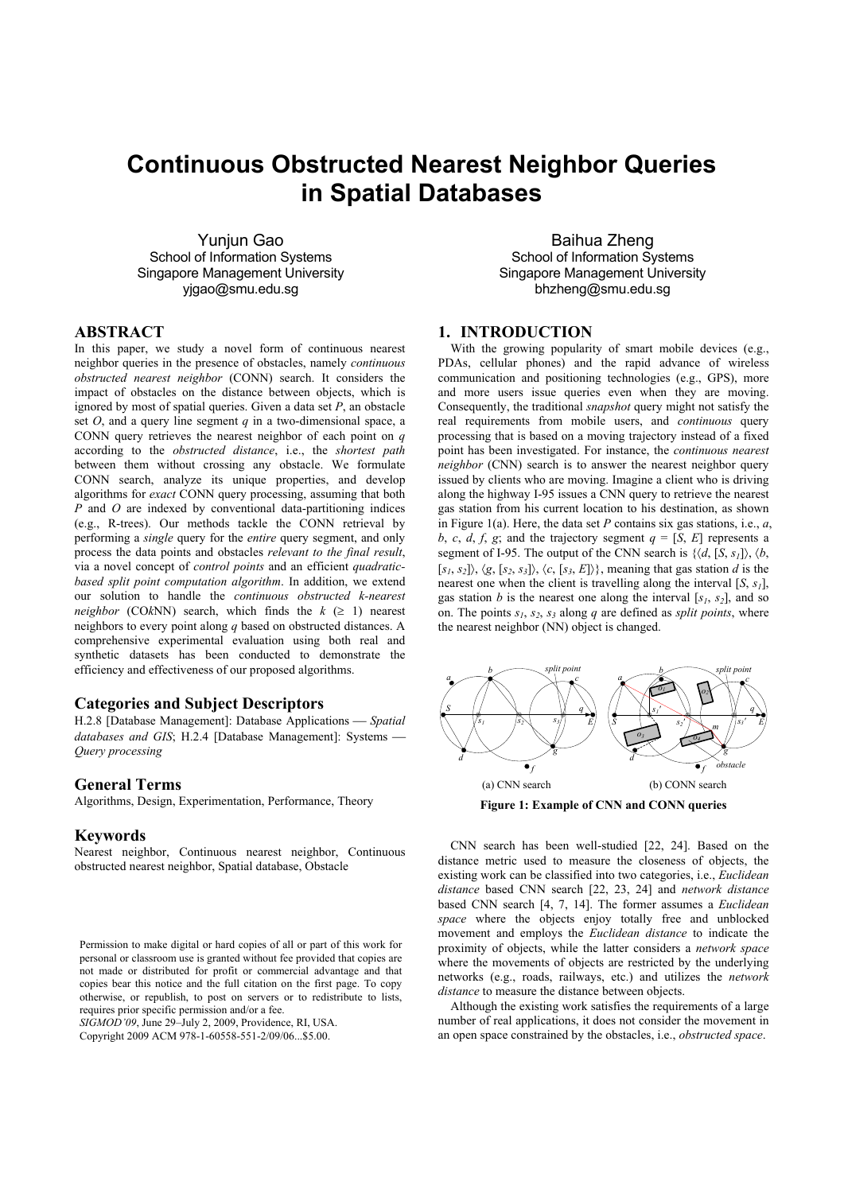# Continuous Obstructed Nearest Neighbor Queries in Spatial Databases

Yunjun Gao
School of Information Systems
Singapore Management University
yjgao@smu.edu.sg

Baihua Zheng
School of Information Systems
Singapore Management University
bhzheng@smu.edu.sg

## ABSTRACT

In this paper, we study a novel form of continuous nearest neighbor queries in the presence of obstacles, namely *continuous obstructed nearest neighbor* (CONN) search. It considers the impact of obstacles on the distance between objects, which is ignored by most of spatial queries. Given a data set *P*, an obstacle set *O*, and a query line segment *q* in a two-dimensional space, a CONN query retrieves the nearest neighbor of each point on *q* according to the *obstructed distance*, i.e., the *shortest path* between them without crossing any obstacle. We formulate CONN search, analyze its unique properties, and develop algorithms for *exact* CONN query processing, assuming that both *P* and *O* are indexed by conventional data-partitioning indices (e.g., R-trees). Our methods tackle the CONN retrieval by performing a *single* query for the *entire* query segment, and only process the data points and obstacles *relevant to the final result*, via a novel concept of *control points* and an efficient *quadratic-based split point computation algorithm*. In addition, we extend our solution to handle the *continuous obstructed k-nearest neighbor* (CO*k*NN) search, which finds the *k* (≥ 1) nearest neighbors to every point along *q* based on obstructed distances. A comprehensive experimental evaluation using both real and synthetic datasets has been conducted to demonstrate the efficiency and effectiveness of our proposed algorithms.

## Categories and Subject Descriptors

H.2.8 [Database Management]: Database Applications — *Spatial databases and GIS*; H.2.4 [Database Management]: Systems — *Query processing*

## General Terms

Algorithms, Design, Experimentation, Performance, Theory

## Keywords

Nearest neighbor, Continuous nearest neighbor, Continuous obstructed nearest neighbor, Spatial database, Obstacle

Permission to make digital or hard copies of all or part of this work for personal or classroom use is granted without fee provided that copies are not made or distributed for profit or commercial advantage and that copies bear this notice and the full citation on the first page. To copy otherwise, or republish, to post on servers or to redistribute to lists, requires prior specific permission and/or a fee.
*SIGMOD'09*, June 29–July 2, 2009, Providence, RI, USA.
Copyright 2009 ACM 978-1-60558-551-2/09/06...$5.00.

## 1. INTRODUCTION

With the growing popularity of smart mobile devices (e.g., PDAs, cellular phones) and the rapid advance of wireless communication and positioning technologies (e.g., GPS), more and more users issue queries even when they are moving. Consequently, the traditional *snapshot* query might not satisfy the real requirements from mobile users, and *continuous* query processing that is based on a moving trajectory instead of a fixed point has been investigated. For instance, the *continuous nearest neighbor* (CNN) search is to answer the nearest neighbor query issued by clients who are moving. Imagine a client who is driving along the highway I-95 issues a CNN query to retrieve the nearest gas station from his current location to his destination, as shown in Figure 1(a). Here, the data set *P* contains six gas stations, i.e., *a*, *b*, *c*, *d*, *f*, *g*; and the trajectory segment *q* = [*S*, *E*] represents a segment of I-95. The output of the CNN search is {⟨*d*, [*S*, $s_1$]⟩, ⟨*b*, [$s_1$, $s_2$]⟩, ⟨*g*, [$s_2$, $s_3$]⟩, ⟨*c*, [$s_3$, *E*]⟩}, meaning that gas station *d* is the nearest one when the client is travelling along the interval [*S*, $s_1$], gas station *b* is the nearest one along the interval [$s_1$, $s_2$], and so on. The points $s_1$, $s_2$, $s_3$ along *q* are defined as *split points*, where the nearest neighbor (NN) object is changed.

(a) CNN search (b) CONN search

**Figure 1: Example of CNN and CONN queries**

CNN search has been well-studied [22, 24]. Based on the distance metric used to measure the closeness of objects, the existing work can be classified into two categories, i.e., *Euclidean distance* based CNN search [22, 23, 24] and *network distance* based CNN search [4, 7, 14]. The former assumes a *Euclidean space* where the objects enjoy totally free and unblocked movement and employs the *Euclidean distance* to indicate the proximity of objects, while the latter considers a *network space* where the movements of objects are restricted by the underlying networks (e.g., roads, railways, etc.) and utilizes the *network distance* to measure the distance between objects.

Although the existing work satisfies the requirements of a large number of real applications, it does not consider the movement in an open space constrained by the obstacles, i.e., *obstructed space*.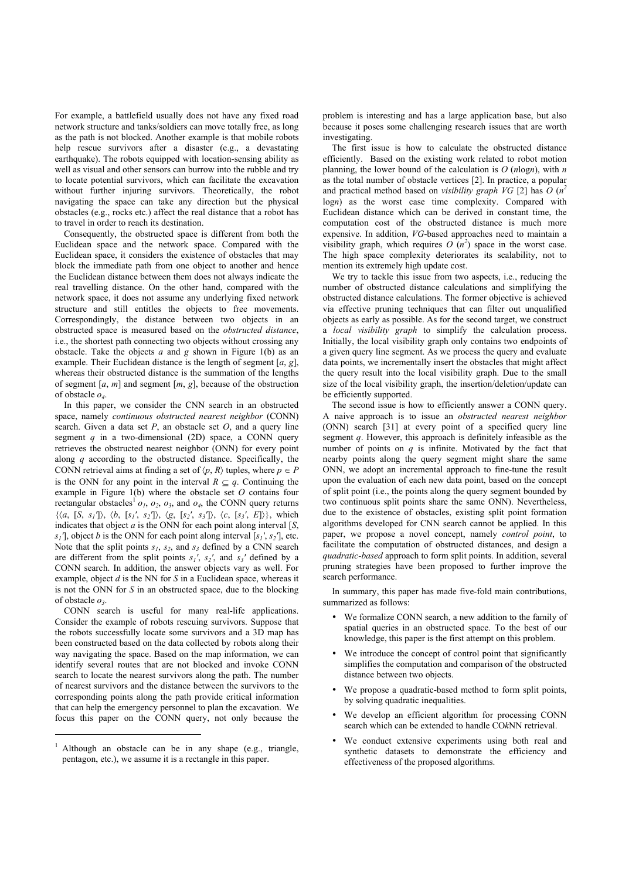For example, a battlefield usually does not have any fixed road network structure and tanks/soldiers can move totally free, as long as the path is not blocked. Another example is that mobile robots help rescue survivors after a disaster (e.g., a devastating earthquake). The robots equipped with location-sensing ability as well as visual and other sensors can burrow into the rubble and try to locate potential survivors, which can facilitate the excavation without further injuring survivors. Theoretically, the robot navigating the space can take any direction but the physical obstacles (e.g., rocks etc.) affect the real distance that a robot has to travel in order to reach its destination.

Consequently, the obstructed space is different from both the Euclidean space and the network space. Compared with the Euclidean space, it considers the existence of obstacles that may block the immediate path from one object to another and hence the Euclidean distance between them does not always indicate the real travelling distance. On the other hand, compared with the network space, it does not assume any underlying fixed network structure and still entitles the objects to free movements. Correspondingly, the distance between two objects in an obstructed space is measured based on the *obstructed distance*, i.e., the shortest path connecting two objects without crossing any obstacle. Take the objects $a$ and $g$ shown in Figure 1(b) as an example. Their Euclidean distance is the length of segment $[a, g]$, whereas their obstructed distance is the summation of the lengths of segment $[a, m]$ and segment $[m, g]$, because of the obstruction of obstacle $o_4$.

In this paper, we consider the CNN search in an obstructed space, namely *continuous obstructed nearest neighbor* (CONN) search. Given a data set $P$, an obstacle set $O$, and a query line segment $q$ in a two-dimensional (2D) space, a CONN query retrieves the obstructed nearest neighbor (ONN) for every point along $q$ according to the obstructed distance. Specifically, the CONN retrieval aims at finding a set of $\langle p, R\rangle$ tuples, where $p \in P$ is the ONN for any point in the interval $R \subseteq q$. Continuing the example in Figure 1(b) where the obstacle set $O$ contains four rectangular obstacles[1] $o_1$, $o_2$, $o_3$, and $o_4$, the CONN query returns $\{\langle a, [S, s_1']\rangle, \langle b, [s_1', s_2']\rangle, \langle g, [s_2', s_3']\rangle, \langle c, [s_3', E]\rangle\}$, which indicates that object $a$ is the ONN for each point along interval $[S, s_1']$, object $b$ is the ONN for each point along interval $[s_1', s_2']$, etc. Note that the split points $s_1$, $s_2$, and $s_3$ defined by a CNN search are different from the split points $s_1'$, $s_2'$, and $s_3'$ defined by a CONN search. In addition, the answer objects vary as well. For example, object $d$ is the NN for $S$ in a Euclidean space, whereas it is not the ONN for $S$ in an obstructed space, due to the blocking of obstacle $o_3$.

CONN search is useful for many real-life applications. Consider the example of robots rescuing survivors. Suppose that the robots successfully locate some survivors and a 3D map has been constructed based on the data collected by robots along their way navigating the space. Based on the map information, we can identify several routes that are not blocked and invoke CONN search to locate the nearest survivors along the path. The number of nearest survivors and the distance between the survivors to the corresponding points along the path provide critical information that can help the emergency personnel to plan the excavation. We focus this paper on the CONN query, not only because the problem is interesting and has a large application base, but also because it poses some challenging research issues that are worth investigating.

The first issue is how to calculate the obstructed distance efficiently. Based on the existing work related to robot motion planning, the lower bound of the calculation is $O(n\log n)$, with $n$ as the total number of obstacle vertices [2]. In practice, a popular and practical method based on *visibility graph VG* [2] has $O(n^2 \log n)$ as the worst case time complexity. Compared with Euclidean distance which can be derived in constant time, the computation cost of the obstructed distance is much more expensive. In addition, *VG*-based approaches need to maintain a visibility graph, which requires $O(n^2)$ space in the worst case. The high space complexity deteriorates its scalability, not to mention its extremely high update cost.

We try to tackle this issue from two aspects, i.e., reducing the number of obstructed distance calculations and simplifying the obstructed distance calculations. The former objective is achieved via effective pruning techniques that can filter out unqualified objects as early as possible. As for the second target, we construct a *local visibility graph* to simplify the calculation process. Initially, the local visibility graph only contains two endpoints of a given query line segment. As we process the query and evaluate data points, we incrementally insert the obstacles that might affect the query result into the local visibility graph. Due to the small size of the local visibility graph, the insertion/deletion/update can be efficiently supported.

The second issue is how to efficiently answer a CONN query. A naive approach is to issue an *obstructed nearest neighbor* (ONN) search [31] at every point of a specified query line segment $q$. However, this approach is definitely infeasible as the number of points on $q$ is infinite. Motivated by the fact that nearby points along the query segment might share the same ONN, we adopt an incremental approach to fine-tune the result upon the evaluation of each new data point, based on the concept of split point (i.e., the points along the query segment bounded by two continuous split points share the same ONN). Nevertheless, due to the existence of obstacles, existing split point formation algorithms developed for CNN search cannot be applied. In this paper, we propose a novel concept, namely *control point*, to facilitate the computation of obstructed distances, and design a *quadratic-based* approach to form split points. In addition, several pruning strategies have been proposed to further improve the search performance.

In summary, this paper has made five-fold main contributions, summarized as follows:

- We formalize CONN search, a new addition to the family of spatial queries in an obstructed space. To the best of our knowledge, this paper is the first attempt on this problem.
- We introduce the concept of control point that significantly simplifies the computation and comparison of the obstructed distance between two objects.
- We propose a quadratic-based method to form split points, by solving quadratic inequalities.
- We develop an efficient algorithm for processing CONN search which can be extended to handle CO$k$NN retrieval.
- We conduct extensive experiments using both real and synthetic datasets to demonstrate the efficiency and effectiveness of the proposed algorithms.

[1] Although an obstacle can be in any shape (e.g., triangle, pentagon, etc.), we assume it is a rectangle in this paper.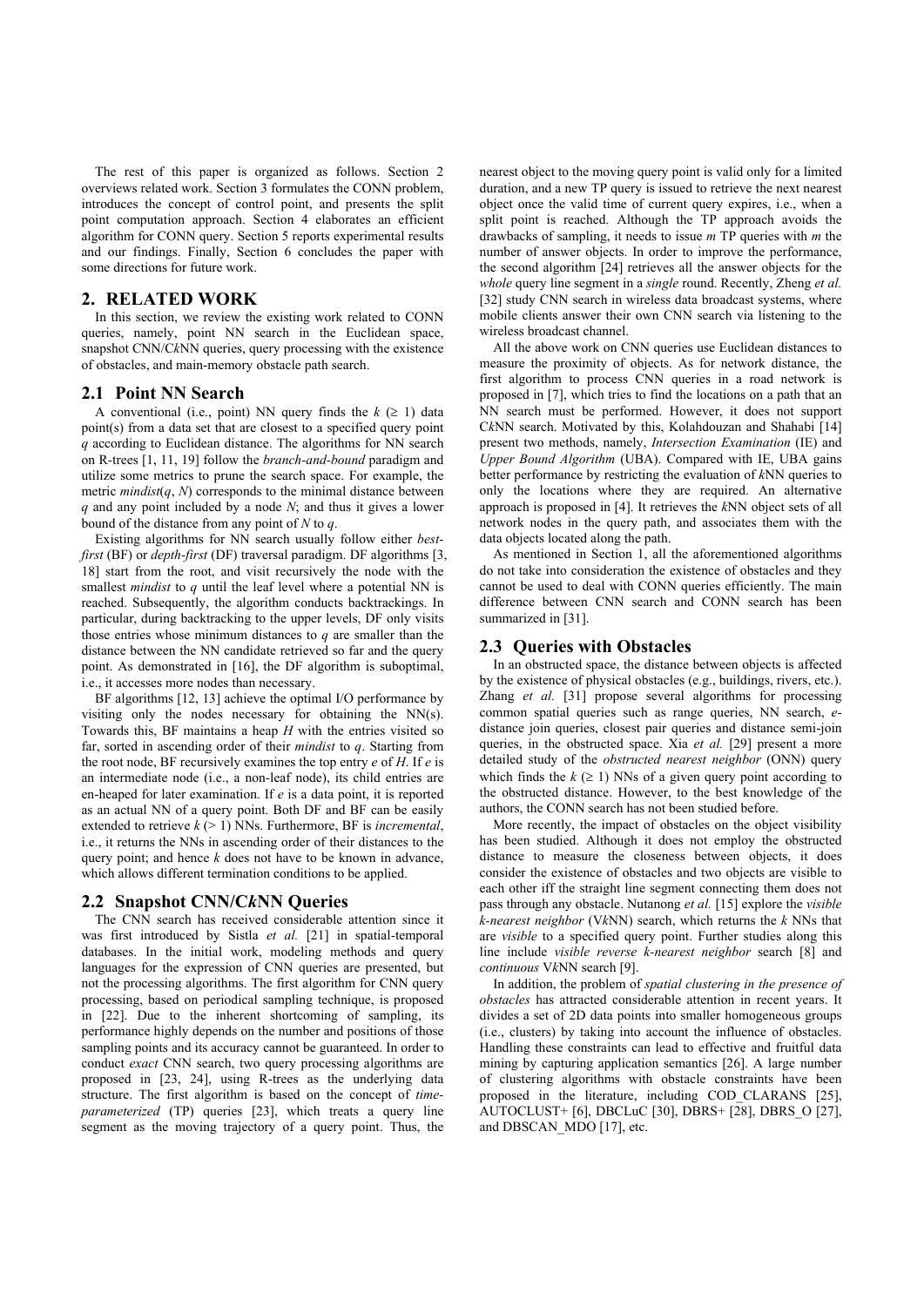The rest of this paper is organized as follows. Section 2 overviews related work. Section 3 formulates the CONN problem, introduces the concept of control point, and presents the split point computation approach. Section 4 elaborates an efficient algorithm for CONN query. Section 5 reports experimental results and our findings. Finally, Section 6 concludes the paper with some directions for future work.

# 2. RELATED WORK

In this section, we review the existing work related to CONN queries, namely, point NN search in the Euclidean space, snapshot CNN/C*k*NN queries, query processing with the existence of obstacles, and main-memory obstacle path search.

## 2.1 Point NN Search

A conventional (i.e., point) NN query finds the $k$ ($\geq 1$) data point(s) from a data set that are closest to a specified query point $q$ according to Euclidean distance. The algorithms for NN search on R-trees [1, 11, 19] follow the *branch-and-bound* paradigm and utilize some metrics to prune the search space. For example, the metric *mindist*($q$, $N$) corresponds to the minimal distance between $q$ and any point included by a node $N$; and thus it gives a lower bound of the distance from any point of $N$ to $q$.

Existing algorithms for NN search usually follow either *best-first* (BF) or *depth-first* (DF) traversal paradigm. DF algorithms [3, 18] start from the root, and visit recursively the node with the smallest *mindist* to $q$ until the leaf level where a potential NN is reached. Subsequently, the algorithm conducts backtrackings. In particular, during backtracking to the upper levels, DF only visits those entries whose minimum distances to $q$ are smaller than the distance between the NN candidate retrieved so far and the query point. As demonstrated in [16], the DF algorithm is suboptimal, i.e., it accesses more nodes than necessary.

BF algorithms [12, 13] achieve the optimal I/O performance by visiting only the nodes necessary for obtaining the NN(s). Towards this, BF maintains a heap $H$ with the entries visited so far, sorted in ascending order of their *mindist* to $q$. Starting from the root node, BF recursively examines the top entry $e$ of $H$. If $e$ is an intermediate node (i.e., a non-leaf node), its child entries are en-heaped for later examination. If $e$ is a data point, it is reported as an actual NN of a query point. Both DF and BF can be easily extended to retrieve $k$ ($> 1$) NNs. Furthermore, BF is *incremental*, i.e., it returns the NNs in ascending order of their distances to the query point; and hence $k$ does not have to be known in advance, which allows different termination conditions to be applied.

## 2.2 Snapshot CNN/C*k*NN Queries

The CNN search has received considerable attention since it was first introduced by Sistla *et al.* [21] in spatial-temporal databases. In the initial work, modeling methods and query languages for the expression of CNN queries are presented, but not the processing algorithms. The first algorithm for CNN query processing, based on periodical sampling technique, is proposed in [22]. Due to the inherent shortcoming of sampling, its performance highly depends on the number and positions of those sampling points and its accuracy cannot be guaranteed. In order to conduct *exact* CNN search, two query processing algorithms are proposed in [23, 24], using R-trees as the underlying data structure. The first algorithm is based on the concept of *time-parameterized* (TP) queries [23], which treats a query line segment as the moving trajectory of a query point. Thus, the nearest object to the moving query point is valid only for a limited duration, and a new TP query is issued to retrieve the next nearest object once the valid time of current query expires, i.e., when a split point is reached. Although the TP approach avoids the drawbacks of sampling, it needs to issue $m$ TP queries with $m$ the number of answer objects. In order to improve the performance, the second algorithm [24] retrieves all the answer objects for the *whole* query line segment in a *single* round. Recently, Zheng *et al.* [32] study CNN search in wireless data broadcast systems, where mobile clients answer their own CNN search via listening to the wireless broadcast channel.

All the above work on CNN queries use Euclidean distances to measure the proximity of objects. As for network distance, the first algorithm to process CNN queries in a road network is proposed in [7], which tries to find the locations on a path that an NN search must be performed. However, it does not support C*k*NN search. Motivated by this, Kolahdouzan and Shahabi [14] present two methods, namely, *Intersection Examination* (IE) and *Upper Bound Algorithm* (UBA). Compared with IE, UBA gains better performance by restricting the evaluation of *k*NN queries to only the locations where they are required. An alternative approach is proposed in [4]. It retrieves the *k*NN object sets of all network nodes in the query path, and associates them with the data objects located along the path.

As mentioned in Section 1, all the aforementioned algorithms do not take into consideration the existence of obstacles and they cannot be used to deal with CONN queries efficiently. The main difference between CNN search and CONN search has been summarized in [31].

## 2.3 Queries with Obstacles

In an obstructed space, the distance between objects is affected by the existence of physical obstacles (e.g., buildings, rivers, etc.). Zhang *et al.* [31] propose several algorithms for processing common spatial queries such as range queries, NN search, *e*-distance join queries, closest pair queries and distance semi-join queries, in the obstructed space. Xia *et al.* [29] present a more detailed study of the *obstructed nearest neighbor* (ONN) query which finds the $k$ ($\geq 1$) NNs of a given query point according to the obstructed distance. However, to the best knowledge of the authors, the CONN search has not been studied before.

More recently, the impact of obstacles on the object visibility has been studied. Although it does not employ the obstructed distance to measure the closeness between objects, it does consider the existence of obstacles and two objects are visible to each other iff the straight line segment connecting them does not pass through any obstacle. Nutanong *et al.* [15] explore the *visible k-nearest neighbor* (V*k*NN) search, which returns the $k$ NNs that are *visible* to a specified query point. Further studies along this line include *visible reverse k-nearest neighbor* search [8] and *continuous* V*k*NN search [9].

In addition, the problem of *spatial clustering in the presence of obstacles* has attracted considerable attention in recent years. It divides a set of 2D data points into smaller homogeneous groups (i.e., clusters) by taking into account the influence of obstacles. Handling these constraints can lead to effective and fruitful data mining by capturing application semantics [26]. A large number of clustering algorithms with obstacle constraints have been proposed in the literature, including COD_CLARANS [25], AUTOCLUST+ [6], DBCLuC [30], DBRS+ [28], DBRS_O [27], and DBSCAN_MDO [17], etc.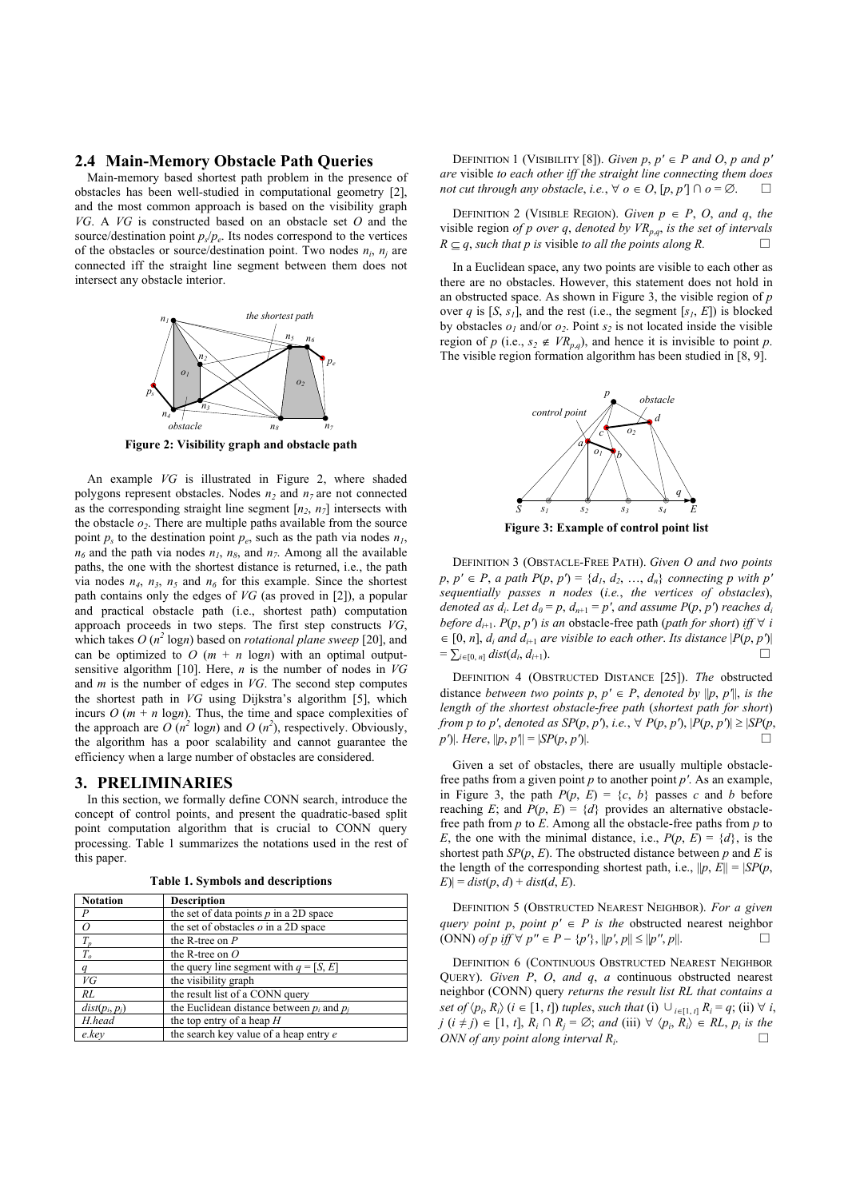## 2.4 Main-Memory Obstacle Path Queries

Main-memory based shortest path problem in the presence of obstacles has been well-studied in computational geometry [2], and the most common approach is based on the visibility graph *VG*. A *VG* is constructed based on an obstacle set *O* and the source/destination point $p_s/p_e$. Its nodes correspond to the vertices of the obstacles or source/destination point. Two nodes $n_i$, $n_j$ are connected iff the straight line segment between them does not intersect any obstacle interior.

**Figure 2: Visibility graph and obstacle path**

An example *VG* is illustrated in Figure 2, where shaded polygons represent obstacles. Nodes $n_2$ and $n_7$ are not connected as the corresponding straight line segment $[n_2, n_7]$ intersects with the obstacle $o_2$. There are multiple paths available from the source point $p_s$ to the destination point $p_e$, such as the path via nodes $n_1$, $n_6$ and the path via nodes $n_1$, $n_8$, and $n_7$. Among all the available paths, the one with the shortest distance is returned, i.e., the path via nodes $n_4$, $n_3$, $n_5$ and $n_6$ for this example. Since the shortest path contains only the edges of *VG* (as proved in [2]), a popular and practical obstacle path (i.e., shortest path) computation approach proceeds in two steps. The first step constructs *VG*, which takes $O(n^2 \log n)$ based on *rotational plane sweep* [20], and can be optimized to $O(m + n \log n)$ with an optimal output-sensitive algorithm [10]. Here, $n$ is the number of nodes in *VG* and $m$ is the number of edges in *VG*. The second step computes the shortest path in *VG* using Dijkstra's algorithm [5], which incurs $O(m + n \log n)$. Thus, the time and space complexities of the approach are $O(n^2 \log n)$ and $O(n^2)$, respectively. Obviously, the algorithm has a poor scalability and cannot guarantee the efficiency when a large number of obstacles are considered.

# 3. PRELIMINARIES

In this section, we formally define CONN search, introduce the concept of control points, and present the quadratic-based split point computation algorithm that is crucial to CONN query processing. Table 1 summarizes the notations used in the rest of this paper.

**Table 1. Symbols and descriptions**

| Notation | Description |
|---|---|
| $P$ | the set of data points $p$ in a 2D space |
| $O$ | the set of obstacles $o$ in a 2D space |
| $T_p$ | the R-tree on $P$ |
| $T_o$ | the R-tree on $O$ |
| $q$ | the query line segment with $q = [S, E]$ |
| $VG$ | the visibility graph |
| $RL$ | the result list of a CONN query |
| $dist(p_i, p_j)$ | the Euclidean distance between $p_i$ and $p_j$ |
| $H.head$ | the top entry of a heap $H$ |
| $e.key$ | the search key value of a heap entry $e$ |

DEFINITION 1 (VISIBILITY [8]). *Given $p$, $p' \in P$ and $O$, $p$ and $p'$ are* visible *to each other iff the straight line connecting them does not cut through any obstacle, i.e., $\forall\, o \in O$, $[p, p'] \cap o = \varnothing$.* □

DEFINITION 2 (VISIBLE REGION). *Given $p \in P$, $O$, and $q$, the* visible region *of $p$ over $q$, denoted by $VR_{p,q}$, is the set of intervals $R \subseteq q$, such that $p$ is* visible *to all the points along $R$.* □

In a Euclidean space, any two points are visible to each other as there are no obstacles. However, this statement does not hold in an obstructed space. As shown in Figure 3, the visible region of $p$ over $q$ is $[S, s_1]$, and the rest (i.e., the segment $[s_1, E]$) is blocked by obstacles $o_1$ and/or $o_2$. Point $s_2$ is not located inside the visible region of $p$ (i.e., $s_2 \notin VR_{p,q}$), and hence it is invisible to point $p$. The visible region formation algorithm has been studied in [8, 9].

**Figure 3: Example of control point list**

DEFINITION 3 (OBSTACLE-FREE PATH). *Given $O$ and two points $p$, $p' \in P$, a path $P(p, p') = \{d_1, d_2, \ldots, d_n\}$ connecting $p$ with $p'$ sequentially passes $n$ nodes (i.e., the vertices of obstacles), denoted as $d_i$. Let $d_0 = p$, $d_{n+1} = p'$, and assume $P(p, p')$ reaches $d_i$ before $d_{i+1}$. $P(p, p')$ is an* obstacle-free path *(path for short) iff $\forall\, i \in [0, n]$, $d_i$ and $d_{i+1}$ are visible to each other. Its distance $|P(p, p')| = \sum_{i \in [0, n]} dist(d_i, d_{i+1})$.* □

DEFINITION 4 (OBSTRUCTED DISTANCE [25]). *The* obstructed distance *between two points $p$, $p' \in P$, denoted by $\|p, p'\|$, is the length of the shortest obstacle-free path (shortest path for short) from $p$ to $p'$, denoted as $SP(p, p')$, i.e., $\forall\, P(p, p')$, $|P(p, p')| \geq |SP(p, p')|$. Here, $\|p, p'\| = |SP(p, p')|$.* □

Given a set of obstacles, there are usually multiple obstacle-free paths from a given point $p$ to another point $p'$. As an example, in Figure 3, the path $P(p, E) = \{c, b\}$ passes $c$ and $b$ before reaching $E$; and $P(p, E) = \{d\}$ provides an alternative obstacle-free path from $p$ to $E$. Among all the obstacle-free paths from $p$ to $E$, the one with the minimal distance, i.e., $P(p, E) = \{d\}$, is the shortest path $SP(p, E)$. The obstructed distance between $p$ and $E$ is the length of the corresponding shortest path, i.e., $\|p, E\| = |SP(p, E)| = dist(p, d) + dist(d, E)$.

DEFINITION 5 (OBSTRUCTED NEAREST NEIGHBOR). *For a given query point $p$, point $p' \in P$ is the* obstructed nearest neighbor *(ONN) of $p$ iff $\forall\, p'' \in P - \{p'\}$, $\|p', p\| \leq \|p'', p\|$.* □

DEFINITION 6 (CONTINUOUS OBSTRUCTED NEAREST NEIGHBOR QUERY). *Given $P$, $O$, and $q$, a* continuous obstructed nearest neighbor *(CONN) query returns the result list $RL$ that contains a set of $\langle p_i, R_i\rangle$ ($i \in [1, t]$) tuples, such that (i) $\cup_{i \in [1, t]} R_i = q$; (ii) $\forall\, i, j$ ($i \neq j$) $\in [1, t]$, $R_i \cap R_j = \varnothing$; and (iii) $\forall\, \langle p_i, R_i\rangle \in RL$, $p_i$ is the ONN of any point along interval $R_i$.* □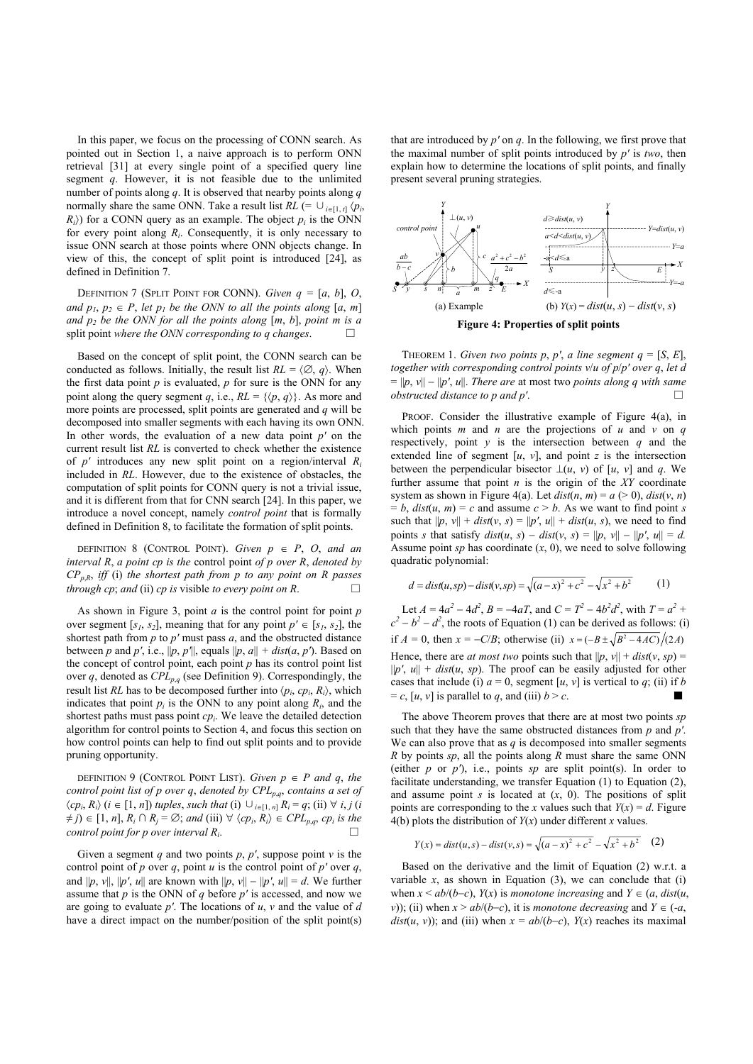In this paper, we focus on the processing of CONN search. As pointed out in Section 1, a naive approach is to perform ONN retrieval [31] at every single point of a specified query line segment $q$. However, it is not feasible due to the unlimited number of points along $q$. It is observed that nearby points along $q$ normally share the same ONN. Take a result list $RL$ ($= \cup_{i\in[1,t]} \langle p_i, R_i\rangle$) for a CONN query as an example. The object $p_i$ is the ONN for every point along $R_i$. Consequently, it is only necessary to issue ONN search at those points where ONN objects change. In view of this, the concept of split point is introduced [24], as defined in Definition 7.

DEFINITION 7 (SPLIT POINT FOR CONN). *Given $q = [a, b]$, $O$, and $p_1, p_2 \in P$, let $p_1$ be the ONN to all the points along $[a, m]$ and $p_2$ be the ONN for all the points along $[m, b]$, point $m$ is a* split point *where the ONN corresponding to $q$ changes.* □

Based on the concept of split point, the CONN search can be conducted as follows. Initially, the result list $RL = \langle\varnothing, q\rangle$. When the first data point $p$ is evaluated, $p$ is for sure is the ONN for any point along the query segment $q$, i.e., $RL = \{\langle p, q\rangle\}$. As more and more points are processed, split points are generated and $q$ will be decomposed into smaller segments with each having its own ONN. In other words, the evaluation of a new data point $p'$ on the current result list $RL$ is converted to check whether the existence of $p'$ introduces any new split point on a region/interval $R_i$ included in $RL$. However, due to the existence of obstacles, the computation of split points for CONN query is not a trivial issue, and it is different from that for CNN search [24]. In this paper, we introduce a novel concept, namely *control point* that is formally defined in Definition 8, to facilitate the formation of split points.

DEFINITION 8 (CONTROL POINT). *Given $p \in P$, $O$, and an interval $R$, a point $cp$ is the* control point *of $p$ over $R$, denoted by $CP_{p,R}$, iff (i) the shortest path from $p$ to any point on $R$ passes through $cp$; and (ii) $cp$ is* visible *to every point on $R$.* □

As shown in Figure 3, point $a$ is the control point for point $p$ over segment $[s_1, s_2]$, meaning that for any point $p' \in [s_1, s_2]$, the shortest path from $p$ to $p'$ must pass $a$, and the obstructed distance between $p$ and $p'$, i.e., $\|p, p'\|$, equals $\|p, a\| + dist(a, p')$. Based on the concept of control point, each point $p$ has its control point list over $q$, denoted as $CPL_{p,q}$ (see Definition 9). Correspondingly, the result list $RL$ has to be decomposed further into $\langle p_i, cp_i, R_i\rangle$, which indicates that point $p_i$ is the ONN to any point along $R_i$, and the shortest paths must pass point $cp_i$. We leave the detailed detection algorithm for control points to Section 4, and focus this section on how control points can help to find out split points and to provide pruning opportunity.

DEFINITION 9 (CONTROL POINT LIST). *Given $p \in P$ and $q$, the control point list of $p$ over $q$, denoted by $CPL_{p,q}$, contains a set of $\langle cp_i, R_i\rangle$ ($i \in [1, n]$) tuples, such that (i) $\cup_{i\in[1,n]} R_i = q$; (ii) $\forall\ i, j$ ($i \neq j$) $\in [1, n]$, $R_i \cap R_j = \varnothing$; and (iii) $\forall\ \langle cp_i, R_i\rangle \in CPL_{p,q}$, $cp_i$ is the control point for $p$ over interval $R_i$.* □

Given a segment $q$ and two points $p$, $p'$, suppose point $v$ is the control point of $p$ over $q$, point $u$ is the control point of $p'$ over $q$, and $\|p, v\|$, $\|p', u\|$ are known with $\|p, v\| - \|p', u\| = d$. We further assume that $p$ is the ONN of $q$ before $p'$ is accessed, and now we are going to evaluate $p'$. The locations of $u$, $v$ and the value of $d$ have a direct impact on the number/position of the split point(s) that are introduced by $p'$ on $q$. In the following, we first prove that the maximal number of split points introduced by $p'$ is *two*, then explain how to determine the locations of split points, and finally present several pruning strategies.

(a) Example (b) $Y(x) = dist(u, s) - dist(v, s)$

**Figure 4: Properties of split points**

THEOREM 1. *Given two points $p$, $p'$, a line segment $q = [S, E]$, together with corresponding control points $v$/$u$ of $p$/$p'$ over $q$, let $d = \|p, v\| - \|p', u\|$. There are* at most two *points along $q$ with same obstructed distance to $p$ and $p'$.* □

PROOF. Consider the illustrative example of Figure 4(a), in which points $m$ and $n$ are the projections of $u$ and $v$ on $q$ respectively, point $y$ is the intersection between $q$ and the extended line of segment $[u, v]$, and point $z$ is the intersection between the perpendicular bisector $\perp(u, v)$ of $[u, v]$ and $q$. We further assume that point $n$ is the origin of the $XY$ coordinate system as shown in Figure 4(a). Let $dist(n, m) = a$ ($> 0$), $dist(v, n) = b$, $dist(u, m) = c$ and assume $c > b$. As we want to find point $s$ such that $\|p, v\| + dist(v, s) = \|p', u\| + dist(u, s)$, we need to find points $s$ that satisfy $dist(u, s) - dist(v, s) = \|p, v\| - \|p', u\| = d$. Assume point $sp$ has coordinate $(x, 0)$, we need to solve following quadratic polynomial:

$$d = dist(u, sp) - dist(v, sp) = \sqrt{(a-x)^2 + c^2} - \sqrt{x^2 + b^2} \qquad (1)$$

Let $A = 4a^2 - 4d^2$, $B = -4aT$, and $C = T^2 - 4b^2d^2$, with $T = a^2 + c^2 - b^2 - d^2$, the roots of Equation (1) can be derived as follows: (i) if $A = 0$, then $x = -C/B$; otherwise (ii) $x = (-B \pm \sqrt{B^2 - 4AC})/(2A)$. Hence, there are *at most two* points such that $\|p, v\| + dist(v, sp) = \|p', u\| + dist(u, sp)$. The proof can be easily adjusted for other cases that include (i) $a = 0$, segment $[u, v]$ is vertical to $q$; (ii) if $b = c$, $[u, v]$ is parallel to $q$, and (iii) $b > c$. ■

The above Theorem proves that there are at most two points $sp$ such that they have the same obstructed distances from $p$ and $p'$. We can also prove that as $q$ is decomposed into smaller segments $R$ by points $sp$, all the points along $R$ must share the same ONN (either $p$ or $p'$), i.e., points $sp$ are split point(s). In order to facilitate understanding, we transfer Equation (1) to Equation (2), and assume point $s$ is located at $(x, 0)$. The positions of split points are corresponding to the $x$ values such that $Y(x) = d$. Figure 4(b) plots the distribution of $Y(x)$ under different $x$ values.

$$Y(x) = dist(u, s) - dist(v, s) = \sqrt{(a-x)^2 + c^2} - \sqrt{x^2 + b^2} \qquad (2)$$

Based on the derivative and the limit of Equation (2) w.r.t. a variable $x$, as shown in Equation (3), we can conclude that (i) when $x < ab/(b-c)$, $Y(x)$ is *monotone increasing* and $Y \in (a, dist(u, v))$; (ii) when $x > ab/(b-c)$, it is *monotone decreasing* and $Y \in (-a, dist(u, v))$; and (iii) when $x = ab/(b-c)$, $Y(x)$ reaches its maximal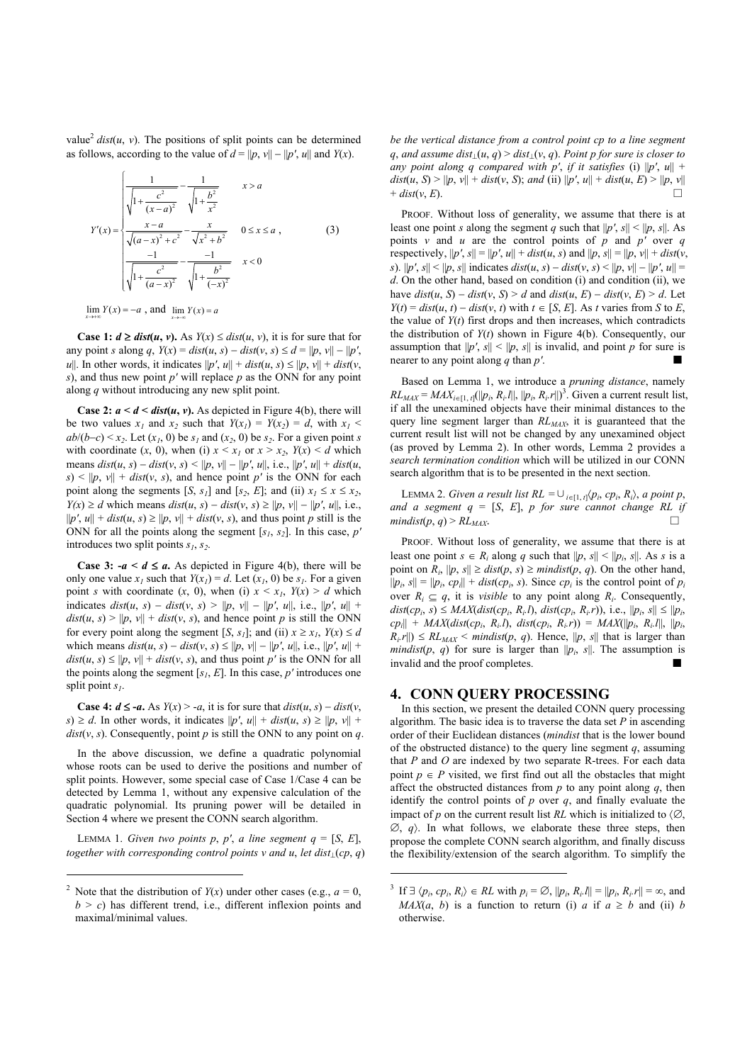value[2] $dist(u, v)$. The positions of split points can be determined as follows, according to the value of $d = \|p, v\| - \|p', u\|$ and $Y(x)$.

$$Y'(x) = \begin{cases} \dfrac{1}{\sqrt{1+\dfrac{c^2}{(x-a)^2}}} - \dfrac{1}{\sqrt{1+\dfrac{b^2}{x^2}}} & x > a \\ \dfrac{x-a}{\sqrt{(a-x)^2+c^2}} - \dfrac{x}{\sqrt{x^2+b^2}} & 0 \le x \le a \\ \dfrac{-1}{\sqrt{1+\dfrac{c^2}{(a-x)^2}}} - \dfrac{-1}{\sqrt{1+\dfrac{b^2}{(-x)^2}}} & x < 0 \end{cases}, \quad (3)$$

$\lim_{x\to+\infty} Y(x) = -a$ , and $\lim_{x\to-\infty} Y(x) = a$

**Case 1: $d \geq dist(u, v)$.** As $Y(x) \leq dist(u, v)$, it is for sure that for any point $s$ along $q$, $Y(x) = dist(u, s) - dist(v, s) \leq d = \|p, v\| - \|p', u\|$. In other words, it indicates $\|p', u\| + dist(u, s) \leq \|p, v\| + dist(v, s)$, and thus new point $p'$ will replace $p$ as the ONN for any point along $q$ without introducing any new split point.

**Case 2: $a < d < dist(u, v)$.** As depicted in Figure 4(b), there will be two values $x_1$ and $x_2$ such that $Y(x_1) = Y(x_2) = d$, with $x_1 < ab/(b-c) < x_2$. Let $(x_1, 0)$ be $s_1$ and $(x_2, 0)$ be $s_2$. For a given point $s$ with coordinate $(x, 0)$, when (i) $x < x_1$ or $x > x_2$, $Y(x) < d$ which means $dist(u, s) - dist(v, s) < \|p, v\| - \|p', u\|$, i.e., $\|p', u\| + dist(u, s) < \|p, v\| + dist(v, s)$, and hence point $p'$ is the ONN for each point along the segments $[S, s_1]$ and $[s_2, E]$; and (ii) $x_1 \leq x \leq x_2$, $Y(x) \geq d$ which means $dist(u, s) - dist(v, s) \geq \|p, v\| - \|p', u\|$, i.e., $\|p', u\| + dist(u, s) \geq \|p, v\| + dist(v, s)$, and thus point $p$ still is the ONN for all the points along the segment $[s_1, s_2]$. In this case, $p'$ introduces two split points $s_1, s_2$.

**Case 3: $-a < d \leq a$.** As depicted in Figure 4(b), there will be only one value $x_1$ such that $Y(x_1) = d$. Let $(x_1, 0)$ be $s_1$. For a given point $s$ with coordinate $(x, 0)$, when (i) $x < x_1$, $Y(x) > d$ which indicates $dist(u, s) - dist(v, s) > \|p, v\| - \|p', u\|$, i.e., $\|p', u\| + dist(u, s) > \|p, v\| + dist(v, s)$, and hence point $p$ is still the ONN for every point along the segment $[S, s_1]$; and (ii) $x \geq x_1$, $Y(x) \leq d$ which means $dist(u, s) - dist(v, s) \leq \|p, v\| - \|p', u\|$, i.e., $\|p', u\| + dist(u, s) \leq \|p, v\| + dist(v, s)$, and thus point $p'$ is the ONN for all the points along the segment $[s_1, E]$. In this case, $p'$ introduces one split point $s_1$.

**Case 4: $d \leq -a$.** As $Y(x) > -a$, it is for sure that $dist(u, s) - dist(v, s) \geq d$. In other words, it indicates $\|p', u\| + dist(u, s) \geq \|p, v\| + dist(v, s)$. Consequently, point $p$ is still the ONN to any point on $q$.

In the above discussion, we define a quadratic polynomial whose roots can be used to derive the positions and number of split points. However, some special case of Case 1/Case 4 can be detected by Lemma 1, without any expensive calculation of the quadratic polynomial. Its pruning power will be detailed in Section 4 where we present the CONN search algorithm.

LEMMA 1. *Given two points $p$, $p'$, a line segment $q = [S, E]$, together with corresponding control points $v$ and $u$, let $dist_{\perp}(cp, q)$ be the vertical distance from a control point $cp$ to a line segment $q$, and assume $dist_{\perp}(u, q) > dist_{\perp}(v, q)$. Point $p$ for sure is closer to any point along $q$ compared with $p'$, if it satisfies* (i) $\|p', u\| + dist(u, S) > \|p, v\| + dist(v, S)$; *and* (ii) $\|p', u\| + dist(u, E) > \|p, v\| + dist(v, E)$. □

PROOF. Without loss of generality, we assume that there is at least one point $s$ along the segment $q$ such that $\|p', s\| < \|p, s\|$. As points $v$ and $u$ are the control points of $p$ and $p'$ over $q$ respectively, $\|p', s\| = \|p', u\| + dist(u, s)$ and $\|p, s\| = \|p, v\| + dist(v, s)$. $\|p', s\| < \|p, s\|$ indicates $dist(u, s) - dist(v, s) < \|p, v\| - \|p', u\| = d$. On the other hand, based on condition (i) and condition (ii), we have $dist(u, S) - dist(v, S) > d$ and $dist(u, E) - dist(v, E) > d$. Let $Y(t) = dist(u, t) - dist(v, t)$ with $t \in [S, E]$. As $t$ varies from $S$ to $E$, the value of $Y(t)$ first drops and then increases, which contradicts the distribution of $Y(t)$ shown in Figure 4(b). Consequently, our assumption that $\|p', s\| < \|p, s\|$ is invalid, and point $p$ for sure is nearer to any point along $q$ than $p'$. ■

Based on Lemma 1, we introduce a *pruning distance*, namely $RL_{MAX} = MAX_{i\in[1,t]}(\|p_i, R_i.l\|, \|p_i, R_i.r\|)$[3]. Given a current result list, if all the unexamined objects have their minimal distances to the query line segment larger than $RL_{MAX}$, it is guaranteed that the current result list will not be changed by any unexamined object (as proved by Lemma 2). In other words, Lemma 2 provides a *search termination condition* which will be utilized in our CONN search algorithm that is to be presented in the next section.

LEMMA 2. *Given a result list $RL = \cup_{i\in[1,t]}\langle p_i, cp_i, R_i\rangle$, a point $p$, and a segment $q = [S, E]$, $p$ for sure cannot change RL if $mindist(p, q) > RL_{MAX}$.* □

PROOF. Without loss of generality, we assume that there is at least one point $s \in R_i$ along $q$ such that $\|p, s\| < \|p_i, s\|$. As $s$ is a point on $R_i$, $\|p, s\| \geq dist(p, s) \geq mindist(p, q)$. On the other hand, $\|p_i, s\| = \|p_i, cp_i\| + dist(cp_i, s)$. Since $cp_i$ is the control point of $p_i$ over $R_i \subseteq q$, it is *visible* to any point along $R_i$. Consequently, $dist(cp_i, s) \leq MAX(dist(cp_i, R_i.l), dist(cp_i, R_i.r))$, i.e., $\|p_i, s\| \leq \|p_i, cp_i\| + MAX(dist(cp_i, R_i.l), dist(cp_i, R_i.r)) = MAX(\|p_i, R_i.l\|, \|p_i, R_i.r\|) \leq RL_{MAX} < mindist(p, q)$. Hence, $\|p, s\|$ that is larger than $mindist(p, q)$ for sure is larger than $\|p_i, s\|$. The assumption is invalid and the proof completes. ■

## 4. CONN QUERY PROCESSING

In this section, we present the detailed CONN query processing algorithm. The basic idea is to traverse the data set $P$ in ascending order of their Euclidean distances (*mindist* that is the lower bound of the obstructed distance) to the query line segment $q$, assuming that $P$ and $O$ are indexed by two separate R-trees. For each data point $p \in P$ visited, we first find out all the obstacles that might affect the obstructed distances from $p$ to any point along $q$, then identify the control points of $p$ over $q$, and finally evaluate the impact of $p$ on the current result list $RL$ which is initialized to $\langle\varnothing, \varnothing, q\rangle$. In what follows, we elaborate these three steps, then propose the complete CONN search algorithm, and finally discuss the flexibility/extension of the search algorithm. To simplify the

---

[2] Note that the distribution of $Y(x)$ under other cases (e.g., $a = 0$, $b > c$) has different trend, i.e., different inflexion points and maximal/minimal values.

[3] If $\exists \langle p_i, cp_i, R_i\rangle \in RL$ with $p_i = \varnothing$, $\|p_i, R_i.l\| = \|p_i, R_i.r\| = \infty$, and $MAX(a, b)$ is a function to return (i) $a$ if $a \geq b$ and (ii) $b$ otherwise.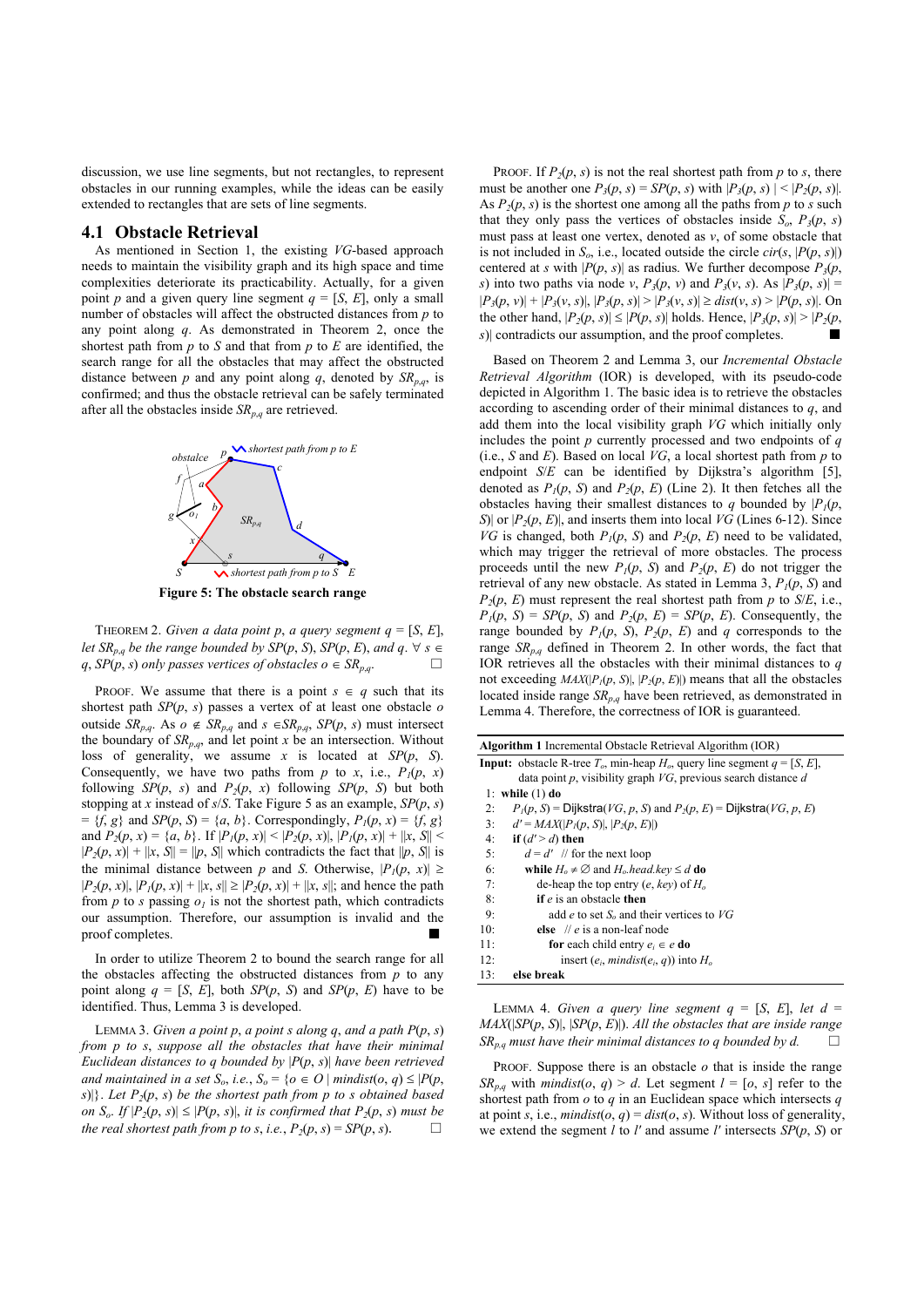discussion, we use line segments, but not rectangles, to represent obstacles in our running examples, while the ideas can be easily extended to rectangles that are sets of line segments.

## 4.1 Obstacle Retrieval

As mentioned in Section 1, the existing *VG*-based approach needs to maintain the visibility graph and its high space and time complexities deteriorate its practicability. Actually, for a given point $p$ and a given query line segment $q = [S, E]$, only a small number of obstacles will affect the obstructed distances from $p$ to any point along $q$. As demonstrated in Theorem 2, once the shortest path from $p$ to $S$ and that from $p$ to $E$ are identified, the search range for all the obstacles that may affect the obstructed distance between $p$ and any point along $q$, denoted by $SR_{p,q}$, is confirmed; and thus the obstacle retrieval can be safely terminated after all the obstacles inside $SR_{p,q}$ are retrieved.

**Figure 5: The obstacle search range**

THEOREM 2. *Given a data point $p$, a query segment $q = [S, E]$, let $SR_{p,q}$ be the range bounded by $SP(p, S)$, $SP(p, E)$, and $q$. $\forall$ $s \in q$, $SP(p, s)$ only passes vertices of obstacles $o \in SR_{p,q}$.* □

PROOF. We assume that there is a point $s \in q$ such that its shortest path $SP(p, s)$ passes a vertex of at least one obstacle $o$ outside $SR_{p,q}$. As $o \notin SR_{p,q}$ and $s \in SR_{p,q}$, $SP(p, s)$ must intersect the boundary of $SR_{p,q}$, and let point $x$ be an intersection. Without loss of generality, we assume $x$ is located at $SP(p, S)$. Consequently, we have two paths from $p$ to $x$, i.e., $P_1(p, x)$ following $SP(p, s)$ and $P_2(p, x)$ following $SP(p, S)$ but both stopping at $x$ instead of $s/S$. Take Figure 5 as an example, $SP(p, s) = \{f, g\}$ and $SP(p, S) = \{a, b\}$. Correspondingly, $P_1(p, x) = \{f, g\}$ and $P_2(p, x) = \{a, b\}$. If $|P_1(p, x)| < |P_2(p, x)|$, $|P_1(p, x)| + \|x, S\| < |P_2(p, x)| + \|x, S\| = \|p, S\|$ which contradicts the fact that $\|p, S\|$ is the minimal distance between $p$ and $S$. Otherwise, $|P_1(p, x)| \geq |P_2(p, x)|$, $|P_1(p, x)| + \|x, s\| \geq |P_2(p, x)| + \|x, s\|$; and hence the path from $p$ to $s$ passing $o_1$ is not the shortest path, which contradicts our assumption. Therefore, our assumption is invalid and the proof completes. ■

In order to utilize Theorem 2 to bound the search range for all the obstacles affecting the obstructed distances from $p$ to any point along $q = [S, E]$, both $SP(p, S)$ and $SP(p, E)$ have to be identified. Thus, Lemma 3 is developed.

LEMMA 3. *Given a point $p$, a point $s$ along $q$, and a path $P(p, s)$ from $p$ to $s$, suppose all the obstacles that have their minimal Euclidean distances to $q$ bounded by $|P(p, s)|$ have been retrieved and maintained in a set $S_o$, i.e., $S_o = \{o \in O \mid mindist(o, q) \leq |P(p, s)|\}$. Let $P_2(p, s)$ be the shortest path from $p$ to $s$ obtained based on $S_o$. If $|P_2(p, s)| \leq |P(p, s)|$, it is confirmed that $P_2(p, s)$ must be the real shortest path from $p$ to $s$, i.e., $P_2(p, s) = SP(p, s)$.* □

PROOF. If $P_2(p, s)$ is not the real shortest path from $p$ to $s$, there must be another one $P_3(p, s) = SP(p, s)$ with $|P_3(p, s)| < |P_2(p, s)|$. As $P_2(p, s)$ is the shortest one among all the paths from $p$ to $s$ such that they only pass the vertices of obstacles inside $S_o$, $P_3(p, s)$ must pass at least one vertex, denoted as $v$, of some obstacle that is not included in $S_o$, i.e., located outside the circle $cir(s, |P(p, s)|)$ centered at $s$ with $|P(p, s)|$ as radius. We further decompose $P_3(p, s)$ into two paths via node $v$, $P_3(p, v)$ and $P_3(v, s)$. As $|P_3(p, s)| = |P_3(p, v)| + |P_3(v, s)|$, $|P_3(p, s)| > |P_3(v, s)| \geq dist(v, s) > |P(p, s)|$. On the other hand, $|P_2(p, s)| \leq |P(p, s)|$ holds. Hence, $|P_3(p, s)| > |P_2(p, s)|$ contradicts our assumption, and the proof completes. ■

Based on Theorem 2 and Lemma 3, our *Incremental Obstacle Retrieval Algorithm* (IOR) is developed, with its pseudo-code depicted in Algorithm 1. The basic idea is to retrieve the obstacles according to ascending order of their minimal distances to $q$, and add them into the local visibility graph *VG* which initially only includes the point $p$ currently processed and two endpoints of $q$ (i.e., $S$ and $E$). Based on local *VG*, a local shortest path from $p$ to endpoint $S/E$ can be identified by Dijkstra's algorithm [5], denoted as $P_1(p, S)$ and $P_2(p, E)$ (Line 2). It then fetches all the obstacles having their smallest distances to $q$ bounded by $|P_1(p, S)|$ or $|P_2(p, E)|$, and inserts them into local *VG* (Lines 6-12). Since *VG* is changed, both $P_1(p, S)$ and $P_2(p, E)$ need to be validated, which may trigger the retrieval of more obstacles. The process proceeds until the new $P_1(p, S)$ and $P_2(p, E)$ do not trigger the retrieval of any new obstacle. As stated in Lemma 3, $P_1(p, S)$ and $P_2(p, E)$ must represent the real shortest path from $p$ to $S/E$, i.e., $P_1(p, S) = SP(p, S)$ and $P_2(p, E) = SP(p, E)$. Consequently, the range bounded by $P_1(p, S)$, $P_2(p, E)$ and $q$ corresponds to the range $SR_{p,q}$ defined in Theorem 2. In other words, the fact that IOR retrieves all the obstacles with their minimal distances to $q$ not exceeding $MAX(|P_1(p, S)|, |P_2(p, E)|)$ means that all the obstacles located inside range $SR_{p,q}$ have been retrieved, as demonstrated in Lemma 4. Therefore, the correctness of IOR is guaranteed.

**Algorithm 1** Incremental Obstacle Retrieval Algorithm (IOR)

```
Input: obstacle R-tree T_o, min-heap H_o, query line segment q = [S, E],
       data point p, visibility graph VG, previous search distance d
1:  while (1) do
2:    P_1(p, S) = Dijkstra(VG, p, S) and P_2(p, E) = Dijkstra(VG, p, E)
3:    d' = MAX(|P_1(p, S)|, |P_2(p, E)|)
4:    if (d' > d) then
5:      d = d'   // for the next loop
6:      while H_o ≠ ∅ and H_o.head.key ≤ d do
7:        de-heap the top entry (e, key) of H_o
8:        if e is an obstacle then
9:          add e to set S_o and their vertices to VG
10:       else   // e is a non-leaf node
11:         for each child entry e_i ∈ e do
12:           insert (e_i, mindist(e_i, q)) into H_o
13:   else break
```

LEMMA 4. *Given a query line segment $q = [S, E]$, let $d = MAX(|SP(p, S)|, |SP(p, E)|)$. All the obstacles that are inside range $SR_{p,q}$ must have their minimal distances to $q$ bounded by $d$.* □

PROOF. Suppose there is an obstacle $o$ that is inside the range $SR_{p,q}$ with $mindist(o, q) > d$. Let segment $l = [o, s]$ refer to the shortest path from $o$ to $q$ in an Euclidean space which intersects $q$ at point $s$, i.e., $mindist(o, q) = dist(o, s)$. Without loss of generality, we extend the segment $l$ to $l'$ and assume $l'$ intersects $SP(p, S)$ or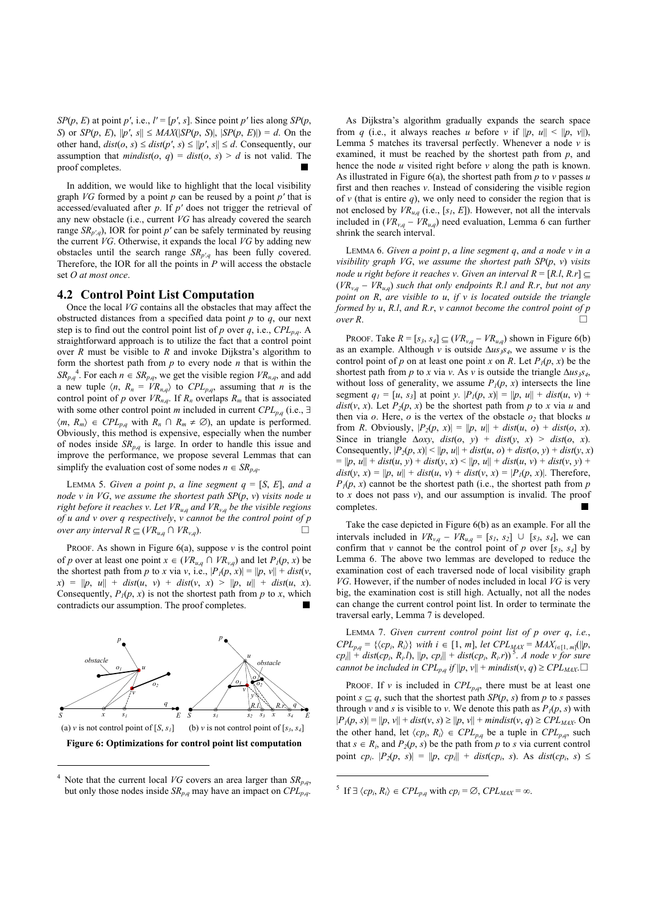$SP(p, E)$ at point $p'$, i.e., $l' = [p', s]$. Since point $p'$ lies along $SP(p, S)$ or $SP(p, E)$, $\|p', s\| \le MAX(|SP(p, S)|, |SP(p, E)|) = d$. On the other hand, $dist(o, s) \le dist(p', s) \le \|p', s\| \le d$. Consequently, our assumption that $mindist(o, q) = dist(o, s) > d$ is not valid. The proof completes. ■

In addition, we would like to highlight that the local visibility graph $VG$ formed by a point $p$ can be reused by a point $p'$ that is accessed/evaluated after $p$. If $p'$ does not trigger the retrieval of any new obstacle (i.e., current $VG$ has already covered the search range $SR_{p',q}$), IOR for point $p'$ can be safely terminated by reusing the current $VG$. Otherwise, it expands the local $VG$ by adding new obstacles until the search range $SR_{p',q}$ has been fully covered. Therefore, the IOR for all the points in $P$ will access the obstacle set $O$ *at most once*.

## 4.2 Control Point List Computation

Once the local $VG$ contains all the obstacles that may affect the obstructed distances from a specified data point $p$ to $q$, our next step is to find out the control point list of $p$ over $q$, i.e., $CPL_{p,q}$. A straightforward approach is to utilize the fact that a control point over $R$ must be visible to $R$ and invoke Dijkstra's algorithm to form the shortest path from $p$ to every node $n$ that is within the $SR_{p,q}$[4]. For each $n \in SR_{p,q}$, we get the visible region $VR_{n,q}$, and add a new tuple $\langle n, R_n = VR_{n,q}\rangle$ to $CPL_{p,q}$, assuming that $n$ is the control point of $p$ over $VR_{n,q}$. If $R_n$ overlaps $R_m$ that is associated with some other control point $m$ included in current $CPL_{p,q}$ (i.e., $\exists \langle m, R_m\rangle \in CPL_{p,q}$ with $R_n \cap R_m \ne \varnothing$), an update is performed. Obviously, this method is expensive, especially when the number of nodes inside $SR_{p,q}$ is large. In order to handle this issue and improve the performance, we propose several Lemmas that can simplify the evaluation cost of some nodes $n \in SR_{p,q}$.

LEMMA 5. *Given a point $p$, a line segment $q = [S, E]$, and a node $v$ in $VG$, we assume the shortest path $SP(p, v)$ visits node $u$ right before it reaches $v$. Let $VR_{u,q}$ and $VR_{v,q}$ be the visible regions of $u$ and $v$ over $q$ respectively, $v$ cannot be the control point of $p$ over any interval $R \subseteq (VR_{u,q} \cap VR_{v,q})$.* □

PROOF. As shown in Figure 6(a), suppose $v$ is the control point of $p$ over at least one point $x \in (VR_{u,q} \cap VR_{v,q})$ and let $P_1(p, x)$ be the shortest path from $p$ to $x$ via $v$, i.e., $|P_1(p, x)| = \|p, v\| + dist(v, x) = \|p, u\| + dist(u, v) + dist(v, x) > \|p, u\| + dist(u, x)$. Consequently, $P_1(p, x)$ is not the shortest path from $p$ to $x$, which contradicts our assumption. The proof completes. ■

(a) $v$ is not control point of $[S, s_1]$ (b) $v$ is not control point of $[s_3, s_4]$

**Figure 6: Optimizations for control point list computation**

As Dijkstra's algorithm gradually expands the search space from $q$ (i.e., it always reaches $u$ before $v$ if $\|p, u\| < \|p, v\|$), Lemma 5 matches its traversal perfectly. Whenever a node $v$ is examined, it must be reached by the shortest path from $p$, and hence the node $u$ visited right before $v$ along the path is known. As illustrated in Figure 6(a), the shortest path from $p$ to $v$ passes $u$ first and then reaches $v$. Instead of considering the visible region of $v$ (that is entire $q$), we only need to consider the region that is not enclosed by $VR_{u,q}$ (i.e., $[s_1, E]$). However, not all the intervals included in $(VR_{v,q} - VR_{u,q})$ need evaluation, Lemma 6 can further shrink the search interval.

LEMMA 6. *Given a point $p$, a line segment $q$, and a node $v$ in a visibility graph $VG$, we assume the shortest path $SP(p, v)$ visits node $u$ right before it reaches $v$. Given an interval $R = [R.l, R.r] \subseteq (VR_{v,q} - VR_{u,q})$ such that only endpoints $R.l$ and $R.r$, but not any point on $R$, are visible to $u$, if $v$ is located outside the triangle formed by $u$, $R.l$, and $R.r$, $v$ cannot become the control point of $p$ over $R$.* □

PROOF. Take $R = [s_3, s_4] \subseteq (VR_{v,q} - VR_{u,q})$ shown in Figure 6(b) as an example. Although $v$ is outside $\Delta us_3s_4$, we assume $v$ is the control point of $p$ on at least one point $x$ on $R$. Let $P_1(p, x)$ be the shortest path from $p$ to $x$ via $v$. As $v$ is outside the triangle $\Delta us_3s_4$, without loss of generality, we assume $P_1(p, x)$ intersects the line segment $q_1 = [u, s_3]$ at point $y$. $|P_1(p, x)| = \|p, v\| + dist(u, v) + dist(v, x)$. Let $P_2(p, x)$ be the shortest path from $p$ to $x$ via $u$ and then via $o$. Here, $o$ is the vertex of the obstacle $o_2$ that blocks $u$ from $R$. Obviously, $|P_2(p, x)| = \|p, u\| + dist(u, o) + dist(o, x)$. Since in triangle $\Delta oxy$, $dist(o, y) + dist(y, x) > dist(o, x)$. Consequently, $|P_2(p, x)| < \|p, u\| + dist(u, o) + dist(o, y) + dist(y, x) = \|p, u\| + dist(u, y) + dist(y, x) < \|p, u\| + dist(u, v) + dist(v, y) + dist(y, x) = \|p, u\| + dist(u, v) + dist(v, x) = |P_1(p, x)|$. Therefore, $P_1(p, x)$ cannot be the shortest path (i.e., the shortest path from $p$ to $x$ does not pass $v$), and our assumption is invalid. The proof completes. ■

Take the case depicted in Figure 6(b) as an example. For all the intervals included in $VR_{v,q} - VR_{u,q} = [s_1, s_2] \cup [s_3, s_4]$, we can confirm that $v$ cannot be the control point of $p$ over $[s_3, s_4]$ by Lemma 6. The above two lemmas are developed to reduce the examination cost of each traversed node of local visibility graph $VG$. However, if the number of nodes included in local $VG$ is very big, the examination cost is still high. Actually, not all the nodes can change the current control point list. In order to terminate the traversal early, Lemma 7 is developed.

LEMMA 7. *Given current control point list of $p$ over $q$, i.e., $CPL_{p,q} = \{\langle cp_i, R_i\rangle\}$ with $i \in [1, m]$, let $CPL_{MAX} = MAX_{i\in[1, m]}(\|p, cp_i\| + dist(cp_i, R_i.l), \|p, cp_i\| + dist(cp_i, R_i.r))$[5]. A node $v$ for sure cannot be included in $CPL_{p,q}$ if $\|p, v\| + mindist(v, q) \ge CPL_{MAX}$.* □

PROOF. If $v$ is included in $CPL_{p,q}$, there must be at least one point $s \subseteq q$, such that the shortest path $SP(p, s)$ from $p$ to $s$ passes through $v$ and $s$ is visible to $v$. We denote this path as $P_1(p, s)$ with $|P_1(p, s)| = \|p, v\| + dist(v, s) \ge \|p, v\| + mindist(v, q) \ge CPL_{MAX}$. On the other hand, let $\langle cp_i, R_i\rangle \in CPL_{p,q}$ be a tuple in $CPL_{p,q}$, such that $s \in R_i$, and $P_2(p, s)$ be the path from $p$ to $s$ via current control point $cp_i$. $|P_2(p, s)| = \|p, cp_i\| + dist(cp_i, s)$. As $dist(cp_i, s) \le$

[4] Note that the current local $VG$ covers an area larger than $SR_{p,q}$, but only those nodes inside $SR_{p,q}$ may have an impact on $CPL_{p,q}$.

[5] If $\exists \langle cp_i, R_i\rangle \in CPL_{p,q}$ with $cp_i = \varnothing$, $CPL_{MAX} = \infty$.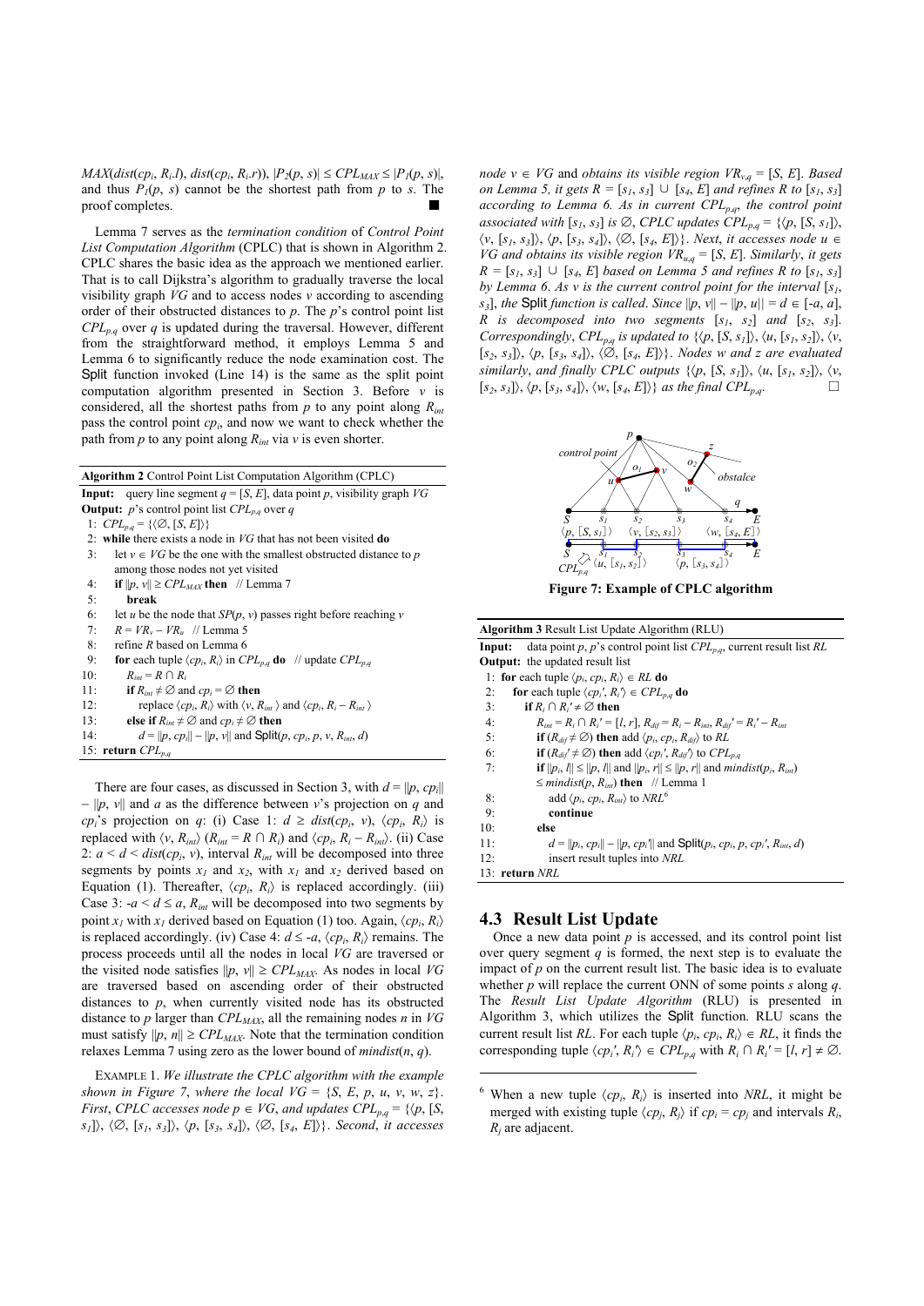$MAX(dist(cp_i, R_i.l), dist(cp_i, R_i.r))$, $|P_2(p, s)| \leq CPL_{MAX} \leq |P_1(p, s)|$, and thus $P_1(p, s)$ cannot be the shortest path from $p$ to $s$. The proof completes. ■

Lemma 7 serves as the *termination condition* of *Control Point List Computation Algorithm* (CPLC) that is shown in Algorithm 2. CPLC shares the basic idea as the approach we mentioned earlier. That is to call Dijkstra's algorithm to gradually traverse the local visibility graph $VG$ and to access nodes $v$ according to ascending order of their obstructed distances to $p$. The $p$'s control point list $CPL_{p,q}$ over $q$ is updated during the traversal. However, different from the straightforward method, it employs Lemma 5 and Lemma 6 to significantly reduce the node examination cost. The Split function invoked (Line 14) is the same as the split point computation algorithm presented in Section 3. Before $v$ is considered, all the shortest paths from $p$ to any point along $R_{int}$ pass the control point $cp_i$, and now we want to check whether the path from $p$ to any point along $R_{int}$ via $v$ is even shorter.

**Algorithm 2** Control Point List Computation Algorithm (CPLC)

**Input:** query line segment $q = [S, E]$, data point $p$, visibility graph $VG$
**Output:** $p$'s control point list $CPL_{p,q}$ over $q$

```
1:  CPL_{p,q} = {⟨∅, [S, E]⟩}
2:  while there exists a node in VG that has not been visited do
3:    let v ∈ VG be the one with the smallest obstructed distance to p
      among those nodes not yet visited
4:    if ||p, v|| ≥ CPL_MAX then   // Lemma 7
5:      break
6:    let u be the node that SP(p, v) passes right before reaching v
7:    R = VR_v − VR_u   // Lemma 5
8:    refine R based on Lemma 6
9:    for each tuple ⟨cp_i, R_i⟩ in CPL_{p,q} do   // update CPL_{p,q}
10:     R_int = R ∩ R_i
11:     if R_int ≠ ∅ and cp_i = ∅ then
12:       replace ⟨cp_i, R_i⟩ with ⟨v, R_int⟩ and ⟨cp_i, R_i − R_int⟩
13:     else if R_int ≠ ∅ and cp_i ≠ ∅ then
14:       d = ||p, cp_i|| − ||p, v|| and Split(p, cp_i, p, v, R_int, d)
15: return CPL_{p,q}
```

There are four cases, as discussed in Section 3, with $d = \|p, cp_i\| - \|p, v\|$ and $a$ as the difference between $v$'s projection on $q$ and $cp_i$'s projection on $q$: (i) Case 1: $d \geq dist(cp_i, v)$, $\langle cp_i, R_i \rangle$ is replaced with $\langle v, R_{int} \rangle$ ($R_{int} = R \cap R_i$) and $\langle cp_i, R_i - R_{int} \rangle$. (ii) Case 2: $a < d < dist(cp_i, v)$, interval $R_{int}$ will be decomposed into three segments by points $x_1$ and $x_2$, with $x_1$ and $x_2$ derived based on Equation (1). Thereafter, $\langle cp_i, R_i \rangle$ is replaced accordingly. (iii) Case 3: $-a < d \leq a$, $R_{int}$ will be decomposed into two segments by point $x_1$ with $x_1$ derived based on Equation (1) too. Again, $\langle cp_i, R_i \rangle$ is replaced accordingly. (iv) Case 4: $d \leq -a$, $\langle cp_i, R_i \rangle$ remains. The process proceeds until all the nodes in local $VG$ are traversed or the visited node satisfies $\|p, v\| \geq CPL_{MAX}$. As nodes in local $VG$ are traversed based on ascending order of their obstructed distances to $p$, when currently visited node has its obstructed distance to $p$ larger than $CPL_{MAX}$, all the remaining nodes $n$ in $VG$ must satisfy $\|p, n\| \geq CPL_{MAX}$. Note that the termination condition relaxes Lemma 7 using zero as the lower bound of $mindist(n, q)$.

EXAMPLE 1. *We illustrate the CPLC algorithm with the example shown in Figure 7, where the local* $VG = \{S, E, p, u, v, w, z\}$. *First, CPLC accesses node* $p \in VG$, *and updates* $CPL_{p,q} = \{\langle p, [S, s_1] \rangle, \langle \varnothing, [s_1, s_3] \rangle, \langle p, [s_3, s_4] \rangle, \langle \varnothing, [s_4, E] \rangle\}$. *Second, it accesses node* $v \in VG$ *and obtains its visible region* $VR_{v,q} = [S, E]$. *Based on Lemma 5, it gets* $R = [s_1, s_3] \cup [s_4, E]$ *and refines R to* $[s_1, s_3]$ *according to Lemma 6. As in current* $CPL_{p,q}$, *the control point associated with* $[s_1, s_3]$ *is* $\varnothing$, *CPLC updates* $CPL_{p,q} = \{\langle p, [S, s_1] \rangle, \langle v, [s_1, s_3] \rangle, \langle p, [s_3, s_4] \rangle, \langle \varnothing, [s_4, E] \rangle\}$. *Next, it accesses node* $u \in VG$ *and obtains its visible region* $VR_{u,q} = [S, E]$. *Similarly, it gets* $R = [s_1, s_3] \cup [s_4, E]$ *based on Lemma 5 and refines R to* $[s_1, s_3]$ *by Lemma 6. As v is the current control point for the interval* $[s_1, s_3]$, *the* Split *function is called. Since* $\|p, v\| - \|p, u\| = d \in [-a, a]$, *R is decomposed into two segments* $[s_1, s_2]$ *and* $[s_2, s_3]$. *Correspondingly,* $CPL_{p,q}$ *is updated to* $\{\langle p, [S, s_1] \rangle, \langle u, [s_1, s_2] \rangle, \langle v, [s_2, s_3] \rangle, \langle p, [s_3, s_4] \rangle, \langle \varnothing, [s_4, E] \rangle\}$. *Nodes w and z are evaluated similarly, and finally CPLC outputs* $\{\langle p, [S, s_1] \rangle, \langle u, [s_1, s_2] \rangle, \langle v, [s_2, s_3] \rangle, \langle p, [s_3, s_4] \rangle, \langle w, [s_4, E] \rangle\}$ *as the final* $CPL_{p,q}$. □

**Figure 7: Example of CPLC algorithm**

**Algorithm 3** Result List Update Algorithm (RLU)

**Input:** data point $p$, $p$'s control point list $CPL_{p,q}$, current result list $RL$
**Output:** the updated result list

```
1:  for each tuple ⟨p_i, cp_i, R_i⟩ ∈ RL do
2:    for each tuple ⟨cp_i', R_i'⟩ ∈ CPL_{p,q} do
3:      if R_i ∩ R_i' ≠ ∅ then
4:        R_int = R_i ∩ R_i' = [l, r], R_dif = R_i − R_int, R_dif' = R_i' − R_int
5:        if (R_dif ≠ ∅) then add ⟨p_i, cp_i, R_dif⟩ to RL
6:        if (R_dif' ≠ ∅) then add ⟨cp_i', R_dif'⟩ to CPL_{p,q}
7:        if ||p_i, l|| ≤ ||p, l|| and ||p_i, r|| ≤ ||p, r|| and mindist(p_i, R_int)
          ≤ mindist(p, R_int) then   // Lemma 1
8:          add ⟨p_i, cp_i, R_int⟩ to NRL [6]
9:          continue
10:       else
11:         d = ||p_i, cp_i|| − ||p, cp_i'|| and Split(p_i, cp_i, p, cp_i', R_int, d)
12:         insert result tuples into NRL
13: return NRL
```

## 4.3 Result List Update

Once a new data point $p$ is accessed, and its control point list over query segment $q$ is formed, the next step is to evaluate the impact of $p$ on the current result list. The basic idea is to evaluate whether $p$ will replace the current ONN of some points $s$ along $q$. The *Result List Update Algorithm* (RLU) is presented in Algorithm 3, which utilizes the Split function. RLU scans the current result list $RL$. For each tuple $\langle p_i, cp_i, R_i \rangle \in RL$, it finds the corresponding tuple $\langle cp_i', R_i' \rangle \in CPL_{p,q}$ with $R_i \cap R_i' = [l, r] \neq \varnothing$.

[6] When a new tuple $\langle cp_i, R_i \rangle$ is inserted into $NRL$, it might be merged with existing tuple $\langle cp_j, R_j \rangle$ if $cp_i = cp_j$ and intervals $R_i$, $R_j$ are adjacent.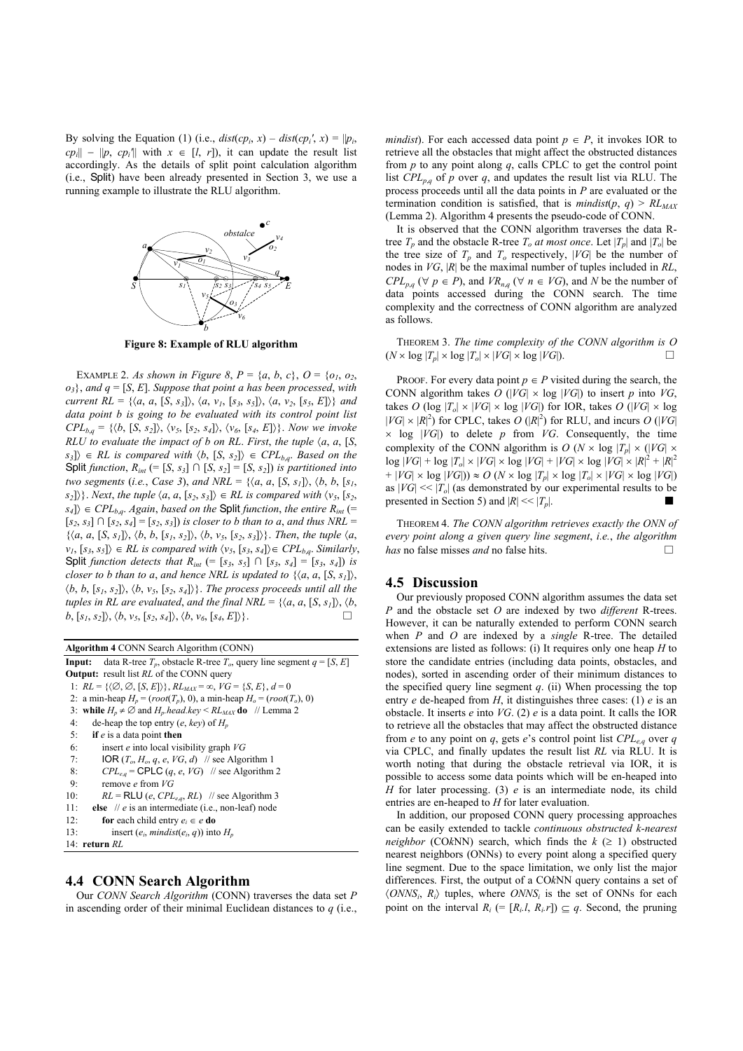By solving the Equation (1) (i.e., $dist(cp_i, x) - dist(cp_i', x) = \|p_i, cp_i\| - \|p, cp_i'\|$ with $x \in [l, r]$), it can update the result list accordingly. As the details of split point calculation algorithm (i.e., Split) have been already presented in Section 3, we use a running example to illustrate the RLU algorithm.

**Figure 8: Example of RLU algorithm**

EXAMPLE 2. *As shown in Figure 8, $P = \{a, b, c\}$, $O = \{o_1, o_2, o_3\}$, and $q = [S, E]$. Suppose that point a has been processed, with current $RL = \{\langle a, a, [S, s_3]\rangle, \langle a, v_1, [s_3, s_5]\rangle, \langle a, v_2, [s_5, E]\rangle\}$ and data point b is going to be evaluated with its control point list $CPL_{b,q} = \{\langle b, [S, s_2]\rangle, \langle v_5, [s_2, s_4]\rangle, \langle v_6, [s_4, E]\rangle\}$. Now we invoke RLU to evaluate the impact of b on RL. First, the tuple $\langle a, a, [S, s_3]\rangle \in RL$ is compared with $\langle b, [S, s_2]\rangle \in CPL_{b,q}$. Based on the* Split *function, $R_{int}$ (= $[S, s_3] \cap [S, s_2] = [S, s_2]$) is partitioned into two segments (i.e., Case 3), and $NRL = \{\langle a, a, [S, s_1]\rangle, \langle b, b, [s_1, s_2]\rangle\}$. Next, the tuple $\langle a, a, [s_2, s_3]\rangle \in RL$ is compared with $\langle v_5, [s_2, s_4]\rangle \in CPL_{b,q}$. Again, based on the* Split *function, the entire $R_{int}$ (= $[s_2, s_3] \cap [s_2, s_4] = [s_2, s_3]$) is closer to b than to a, and thus $NRL = \{\langle a, a, [S, s_1]\rangle, \langle b, b, [s_1, s_2]\rangle, \langle b, v_5, [s_2, s_3]\rangle\}$. Then, the tuple $\langle a, v_1, [s_3, s_5]\rangle \in RL$ is compared with $\langle v_5, [s_3, s_4]\rangle \in CPL_{b,q}$. Similarly,* Split *function detects that $R_{int}$ (= $[s_3, s_5] \cap [s_3, s_4] = [s_3, s_4]$) is closer to b than to a, and hence NRL is updated to $\{\langle a, a, [S, s_1]\rangle, \langle b, b, [s_1, s_2]\rangle, \langle b, v_5, [s_2, s_4]\rangle\}$. The process proceeds until all the tuples in RL are evaluated, and the final $NRL = \{\langle a, a, [S, s_1]\rangle, \langle b, b, [s_1, s_2]\rangle, \langle b, v_5, [s_2, s_4]\rangle, \langle b, v_6, [s_4, E]\rangle\}$.* □

**Algorithm 4** CONN Search Algorithm (CONN)

```
Input:  data R-tree T_p, obstacle R-tree T_o, query line segment q = [S, E]
Output: result list RL of the CONN query
1:  RL = {⟨∅, ∅, [S, E]⟩}, RL_MAX = ∞, VG = {S, E}, d = 0
2:  a min-heap H_p = (root(T_p), 0), a min-heap H_o = (root(T_o), 0)
3:  while H_p ≠ ∅ and H_p.head.key < RL_MAX do   // Lemma 2
4:     de-heap the top entry (e, key) of H_p
5:     if e is a data point then
6:        insert e into local visibility graph VG
7:        IOR (T_o, H_o, q, e, VG, d)   // see Algorithm 1
8:        CPL_e,q = CPLC (q, e, VG)   // see Algorithm 2
9:        remove e from VG
10:       RL = RLU (e, CPL_e,q, RL)   // see Algorithm 3
11:    else  // e is an intermediate (i.e., non-leaf) node
12:       for each child entry e_i ∈ e do
13:          insert (e_i, mindist(e_i, q)) into H_p
14: return RL
```

## 4.4 CONN Search Algorithm

Our *CONN Search Algorithm* (CONN) traverses the data set *P* in ascending order of their minimal Euclidean distances to *q* (i.e., *mindist*). For each accessed data point $p \in P$, it invokes IOR to retrieve all the obstacles that might affect the obstructed distances from *p* to any point along *q*, calls CPLC to get the control point list $CPL_{p,q}$ of *p* over *q*, and updates the result list via RLU. The process proceeds until all the data points in *P* are evaluated or the termination condition is satisfied, that is $mindist(p, q) > RL_{MAX}$ (Lemma 2). Algorithm 4 presents the pseudo-code of CONN.

It is observed that the CONN algorithm traverses the data R-tree $T_p$ and the obstacle R-tree $T_o$ *at most once*. Let $|T_p|$ and $|T_o|$ be the tree size of $T_p$ and $T_o$ respectively, $|VG|$ be the number of nodes in *VG*, $|R|$ be the maximal number of tuples included in *RL*, $CPL_{p,q}$ ($\forall\, p \in P$), and $VR_{n,q}$ ($\forall\, n \in VG$), and *N* be the number of data points accessed during the CONN search. The time complexity and the correctness of CONN algorithm are analyzed as follows.

THEOREM 3. *The time complexity of the CONN algorithm is $O(N \times \log |T_p| \times \log |T_o| \times |VG| \times \log |VG|)$.* □

PROOF. For every data point $p \in P$ visited during the search, the CONN algorithm takes $O(|VG| \times \log |VG|)$ to insert *p* into *VG*, takes $O(\log |T_o| \times |VG| \times \log |VG|)$ for IOR, takes $O(|VG| \times \log |VG| \times |R|^2)$ for CPLC, takes $O(|R|^2)$ for RLU, and incurs $O(|VG| \times \log |VG|)$ to delete *p* from *VG*. Consequently, the time complexity of the CONN algorithm is $O(N \times \log |T_p| \times (|VG| \times \log |VG| + \log |T_o| \times |VG| \times \log |VG| + |VG| \times \log |VG| \times |R|^2 + |R|^2 + |VG| \times \log |VG|)) \approx O(N \times \log |T_p| \times \log |T_o| \times |VG| \times \log |VG|)$ as $|VG| << |T_o|$ (as demonstrated by our experimental results to be presented in Section 5) and $|R| << |T_p|$. ■

THEOREM 4. *The CONN algorithm retrieves exactly the ONN of every point along a given query line segment, i.e., the algorithm has* no false misses *and* no false hits. □

## 4.5 Discussion

Our previously proposed CONN algorithm assumes the data set *P* and the obstacle set *O* are indexed by two *different* R-trees. However, it can be naturally extended to perform CONN search when *P* and *O* are indexed by a *single* R-tree. The detailed extensions are listed as follows: (i) It requires only one heap *H* to store the candidate entries (including data points, obstacles, and nodes), sorted in ascending order of their minimum distances to the specified query line segment *q*. (ii) When processing the top entry *e* de-heaped from *H*, it distinguishes three cases: (1) *e* is an obstacle. It inserts *e* into *VG*. (2) *e* is a data point. It calls the IOR to retrieve all the obstacles that may affect the obstructed distance from *e* to any point on *q*, gets *e*'s control point list $CPL_{e,q}$ over *q* via CPLC, and finally updates the result list *RL* via RLU. It is worth noting that during the obstacle retrieval via IOR, it is possible to access some data points which will be en-heaped into *H* for later processing. (3) *e* is an intermediate node, its child entries are en-heaped to *H* for later evaluation.

In addition, our proposed CONN query processing approaches can be easily extended to tackle *continuous obstructed k-nearest neighbor* (CO*k*NN) search, which finds the *k* ($\geq$ 1) obstructed nearest neighbors (ONNs) to every point along a specified query line segment. Due to the space limitation, we only list the major differences. First, the output of a CO*k*NN query contains a set of $\langle ONNS_i, R_i\rangle$ tuples, where $ONNS_i$ is the set of ONNs for each point on the interval $R_i$ (= $[R_i.l, R_i.r]$) $\subseteq q$. Second, the pruning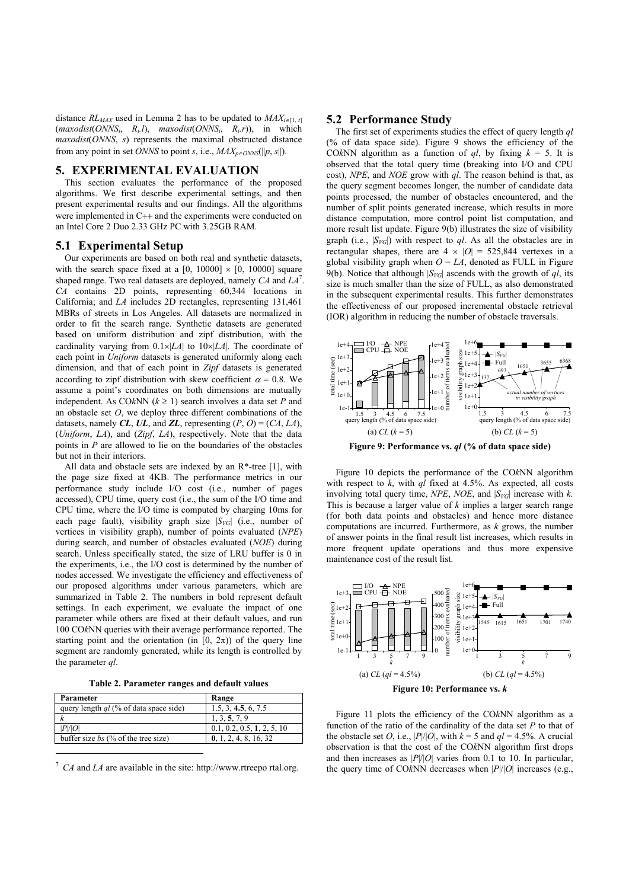distance $RL_{MAX}$ used in Lemma 2 has to be updated to $MAX_{i \in [1, t]}$ ($maxodist(ONNS_i, R_i.l)$, $maxodist(ONNS_i, R_i.r)$), in which $maxodist(ONNS, s)$ represents the maximal obstructed distance from any point in set $ONNS$ to point $s$, i.e., $MAX_{p \in ONNS}(\|p, s\|)$.

# 5. EXPERIMENTAL EVALUATION

This section evaluates the performance of the proposed algorithms. We first describe experimental settings, and then present experimental results and our findings. All the algorithms were implemented in C++ and the experiments were conducted on an Intel Core 2 Duo 2.33 GHz PC with 3.25GB RAM.

## 5.1 Experimental Setup

Our experiments are based on both real and synthetic datasets, with the search space fixed at a [0, 10000] × [0, 10000] square shaped range. Two real datasets are deployed, namely *CA* and *LA*[7]. *CA* contains 2D points, representing 60,344 locations in California; and *LA* includes 2D rectangles, representing 131,461 MBRs of streets in Los Angeles. All datasets are normalized in order to fit the search range. Synthetic datasets are generated based on uniform distribution and zipf distribution, with the cardinality varying from 0.1×|*LA*| to 10×|*LA*|. The coordinate of each point in *Uniform* datasets is generated uniformly along each dimension, and that of each point in *Zipf* datasets is generated according to zipf distribution with skew coefficient $\alpha = 0.8$. We assume a point's coordinates on both dimensions are mutually independent. As CO*k*NN ($k \geq 1$) search involves a data set *P* and an obstacle set *O*, we deploy three different combinations of the datasets, namely ***CL***, ***UL***, and ***ZL***, representing (*P*, *O*) = (*CA*, *LA*), (*Uniform*, *LA*), and (*Zipf*, *LA*), respectively. Note that the data points in *P* are allowed to lie on the boundaries of the obstacles but not in their interiors.

All data and obstacle sets are indexed by an R*-tree [1], with the page size fixed at 4KB. The performance metrics in our performance study include I/O cost (i.e., number of pages accessed), CPU time, query cost (i.e., the sum of the I/O time and CPU time, where the I/O time is computed by charging 10ms for each page fault), visibility graph size $|S_{VG}|$ (i.e., number of vertices in visibility graph), number of points evaluated (*NPE*) during search, and number of obstacles evaluated (*NOE*) during search. Unless specifically stated, the size of LRU buffer is 0 in the experiments, i.e., the I/O cost is determined by the number of nodes accessed. We investigate the efficiency and effectiveness of our proposed algorithms under various parameters, which are summarized in Table 2. The numbers in bold represent default settings. In each experiment, we evaluate the impact of one parameter while others are fixed at their default values, and run 100 CO*k*NN queries with their average performance reported. The starting point and the orientation (in [0, 2π)) of the query line segment are randomly generated, while its length is controlled by the parameter *ql*.

**Table 2. Parameter ranges and default values**

| Parameter | Range |
|---|---|
| query length *ql* (% of data space side) | 1.5, 3, **4.5**, 6, 7.5 |
| *k* | 1, 3, **5**, 7, 9 |
| \|*P*\|/\|*O*\| | 0.1, 0.2, 0.5, **1**, 2, 5, 10 |
| buffer size *bs* (% of the tree size) | **0**, 1, 2, 4, 8, 16, 32 |

[7] *CA* and *LA* are available in the site: http://www.rtreepo rtal.org.

## 5.2 Performance Study

The first set of experiments studies the effect of query length *ql* (% of data space side). Figure 9 shows the efficiency of the CO*k*NN algorithm as a function of *ql*, by fixing $k = 5$. It is observed that the total query time (breaking into I/O and CPU cost), *NPE*, and *NOE* grow with *ql*. The reason behind is that, as the query segment becomes longer, the number of candidate data points processed, the number of obstacles encountered, and the number of split points generated increase, which results in more distance computation, more control point list computation, and more result list update. Figure 9(b) illustrates the size of visibility graph (i.e., $|S_{VG}|$) with respect to *ql*. As all the obstacles are in rectangular shapes, there are $4 \times |O| = 525{,}844$ vertexes in a global visibility graph when $O = LA$, denoted as FULL in Figure 9(b). Notice that although $|S_{VG}|$ ascends with the growth of *ql*, its size is much smaller than the size of FULL, as also demonstrated in the subsequent experimental results. This further demonstrates the effectiveness of our proposed incremental obstacle retrieval (IOR) algorithm in reducing the number of obstacle traversals.

(a) *CL* ($k = 5$) (b) *CL* ($k = 5$)

**Figure 9: Performance vs. *ql* (% of data space side)**

Figure 10 depicts the performance of the CO*k*NN algorithm with respect to *k*, with *ql* fixed at 4.5%. As expected, all costs involving total query time, *NPE*, *NOE*, and $|S_{VG}|$ increase with *k*. This is because a larger value of *k* implies a larger search range (for both data points and obstacles) and hence more distance computations are incurred. Furthermore, as *k* grows, the number of answer points in the final result list increases, which results in more frequent update operations and thus more expensive maintenance cost of the result list.

(a) *CL* ($ql = 4.5\%$) (b) *CL* ($ql = 4.5\%$)

**Figure 10: Performance vs. *k***

Figure 11 plots the efficiency of the CO*k*NN algorithm as a function of the ratio of the cardinality of the data set *P* to that of the obstacle set *O*, i.e., |*P*|/|*O*|, with $k = 5$ and $ql = 4.5\%$. A crucial observation is that the cost of the CO*k*NN algorithm first drops and then increases as |*P*|/|*O*| varies from 0.1 to 10. In particular, the query time of CO*k*NN decreases when |*P*|/|*O*| increases (e.g.,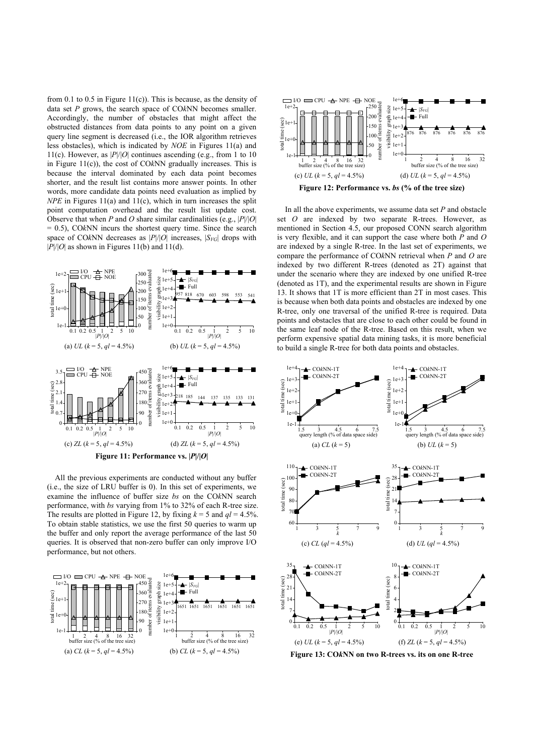from 0.1 to 0.5 in Figure 11(c)). This is because, as the density of data set $P$ grows, the search space of CO$k$NN becomes smaller. Accordingly, the number of obstacles that might affect the obstructed distances from data points to any point on a given query line segment is decreased (i.e., the IOR algorithm retrieves less obstacles), which is indicated by *NOE* in Figures 11(a) and 11(c). However, as $|P|/|O|$ continues ascending (e.g., from 1 to 10 in Figure 11(c)), the cost of CO$k$NN gradually increases. This is because the interval dominated by each data point becomes shorter, and the result list contains more answer points. In other words, more candidate data points need evaluation as implied by *NPE* in Figures 11(a) and 11(c), which in turn increases the split point computation overhead and the result list update cost. Observe that when $P$ and $O$ share similar cardinalities (e.g., $|P|/|O|$ = 0.5), CO$k$NN incurs the shortest query time. Since the search space of CO$k$NN decreases as $|P|/|O|$ increases, $|S_{VG}|$ drops with $|P|/|O|$ as shown in Figures 11(b) and 11(d).

(a) *UL* ($k$ = 5, $ql$ = 4.5%) (b) *UL* ($k$ = 5, $ql$ = 4.5%)

(c) *ZL* ($k$ = 5, $ql$ = 4.5%) (d) *ZL* ($k$ = 5, $ql$ = 4.5%)

**Figure 11: Performance vs. $|P|/|O|$**

All the previous experiments are conducted without any buffer (i.e., the size of LRU buffer is 0). In this set of experiments, we examine the influence of buffer size *bs* on the CO$k$NN search performance, with *bs* varying from 1% to 32% of each R-tree size. The results are plotted in Figure 12, by fixing $k$ = 5 and $ql$ = 4.5%. To obtain stable statistics, we use the first 50 queries to warm up the buffer and only report the average performance of the last 50 queries. It is observed that non-zero buffer can only improve I/O performance, but not others.

(a) *CL* ($k$ = 5, $ql$ = 4.5%) (b) *CL* ($k$ = 5, $ql$ = 4.5%)

(c) *UL* ($k$ = 5, $ql$ = 4.5%) (d) *UL* ($k$ = 5, $ql$ = 4.5%)

**Figure 12: Performance vs. *bs* (% of the tree size)**

In all the above experiments, we assume data set $P$ and obstacle set $O$ are indexed by two separate R-trees. However, as mentioned in Section 4.5, our proposed CONN search algorithm is very flexible, and it can support the case where both $P$ and $O$ are indexed by a single R-tree. In the last set of experiments, we compare the performance of CO$k$NN retrieval when $P$ and $O$ are indexed by two different R-trees (denoted as 2T) against that under the scenario where they are indexed by one unified R-tree (denoted as 1T), and the experimental results are shown in Figure 13. It shows that 1T is more efficient than 2T in most cases. This is because when both data points and obstacles are indexed by one R-tree, only one traversal of the unified R-tree is required. Data points and obstacles that are close to each other could be found in the same leaf node of the R-tree. Based on this result, when we perform expensive spatial data mining tasks, it is more beneficial to build a single R-tree for both data points and obstacles.

(a) *CL* ($k$ = 5) (b) *UL* ($k$ = 5)

(c) *CL* ($ql$ = 4.5%) (d) *UL* ($ql$ = 4.5%)

(e) *UL* ($k$ = 5, $ql$ = 4.5%) (f) *ZL* ($k$ = 5, $ql$ = 4.5%)

**Figure 13: CO$k$NN on two R-trees vs. its on one R-tree**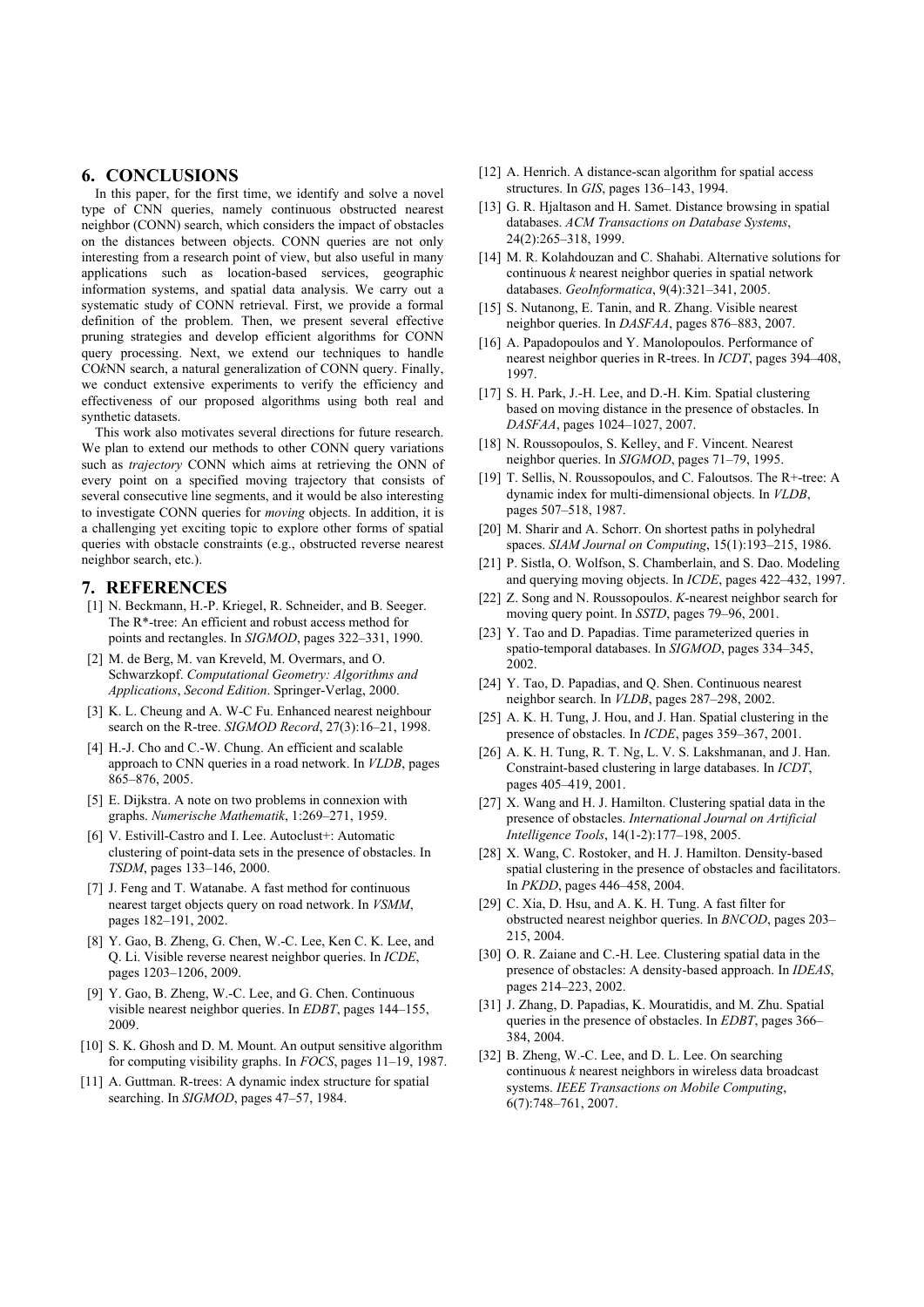## 6. CONCLUSIONS

In this paper, for the first time, we identify and solve a novel type of CNN queries, namely continuous obstructed nearest neighbor (CONN) search, which considers the impact of obstacles on the distances between objects. CONN queries are not only interesting from a research point of view, but also useful in many applications such as location-based services, geographic information systems, and spatial data analysis. We carry out a systematic study of CONN retrieval. First, we provide a formal definition of the problem. Then, we present several effective pruning strategies and develop efficient algorithms for CONN query processing. Next, we extend our techniques to handle CO*k*NN search, a natural generalization of CONN query. Finally, we conduct extensive experiments to verify the efficiency and effectiveness of our proposed algorithms using both real and synthetic datasets.

This work also motivates several directions for future research. We plan to extend our methods to other CONN query variations such as *trajectory* CONN which aims at retrieving the ONN of every point on a specified moving trajectory that consists of several consecutive line segments, and it would be also interesting to investigate CONN queries for *moving* objects. In addition, it is a challenging yet exciting topic to explore other forms of spatial queries with obstacle constraints (e.g., obstructed reverse nearest neighbor search, etc.).

## 7. REFERENCES

[1] N. Beckmann, H.-P. Kriegel, R. Schneider, and B. Seeger. The R*-tree: An efficient and robust access method for points and rectangles. In *SIGMOD*, pages 322–331, 1990.

[2] M. de Berg, M. van Kreveld, M. Overmars, and O. Schwarzkopf. *Computational Geometry: Algorithms and Applications*, *Second Edition*. Springer-Verlag, 2000.

[3] K. L. Cheung and A. W-C Fu. Enhanced nearest neighbour search on the R-tree. *SIGMOD Record*, 27(3):16–21, 1998.

[4] H.-J. Cho and C.-W. Chung. An efficient and scalable approach to CNN queries in a road network. In *VLDB*, pages 865–876, 2005.

[5] E. Dijkstra. A note on two problems in connexion with graphs. *Numerische Mathematik*, 1:269–271, 1959.

[6] V. Estivill-Castro and I. Lee. Autoclust+: Automatic clustering of point-data sets in the presence of obstacles. In *TSDM*, pages 133–146, 2000.

[7] J. Feng and T. Watanabe. A fast method for continuous nearest target objects query on road network. In *VSMM*, pages 182–191, 2002.

[8] Y. Gao, B. Zheng, G. Chen, W.-C. Lee, Ken C. K. Lee, and Q. Li. Visible reverse nearest neighbor queries. In *ICDE*, pages 1203–1206, 2009.

[9] Y. Gao, B. Zheng, W.-C. Lee, and G. Chen. Continuous visible nearest neighbor queries. In *EDBT*, pages 144–155, 2009.

[10] S. K. Ghosh and D. M. Mount. An output sensitive algorithm for computing visibility graphs. In *FOCS*, pages 11–19, 1987.

[11] A. Guttman. R-trees: A dynamic index structure for spatial searching. In *SIGMOD*, pages 47–57, 1984.

[12] A. Henrich. A distance-scan algorithm for spatial access structures. In *GIS*, pages 136–143, 1994.

[13] G. R. Hjaltason and H. Samet. Distance browsing in spatial databases. *ACM Transactions on Database Systems*, 24(2):265–318, 1999.

[14] M. R. Kolahdouzan and C. Shahabi. Alternative solutions for continuous *k* nearest neighbor queries in spatial network databases. *GeoInformatica*, 9(4):321–341, 2005.

[15] S. Nutanong, E. Tanin, and R. Zhang. Visible nearest neighbor queries. In *DASFAA*, pages 876–883, 2007.

[16] A. Papadopoulos and Y. Manolopoulos. Performance of nearest neighbor queries in R-trees. In *ICDT*, pages 394–408, 1997.

[17] S. H. Park, J.-H. Lee, and D.-H. Kim. Spatial clustering based on moving distance in the presence of obstacles. In *DASFAA*, pages 1024–1027, 2007.

[18] N. Roussopoulos, S. Kelley, and F. Vincent. Nearest neighbor queries. In *SIGMOD*, pages 71–79, 1995.

[19] T. Sellis, N. Roussopoulos, and C. Faloutsos. The R+-tree: A dynamic index for multi-dimensional objects. In *VLDB*, pages 507–518, 1987.

[20] M. Sharir and A. Schorr. On shortest paths in polyhedral spaces. *SIAM Journal on Computing*, 15(1):193–215, 1986.

[21] P. Sistla, O. Wolfson, S. Chamberlain, and S. Dao. Modeling and querying moving objects. In *ICDE*, pages 422–432, 1997.

[22] Z. Song and N. Roussopoulos. *K*-nearest neighbor search for moving query point. In *SSTD*, pages 79–96, 2001.

[23] Y. Tao and D. Papadias. Time parameterized queries in spatio-temporal databases. In *SIGMOD*, pages 334–345, 2002.

[24] Y. Tao, D. Papadias, and Q. Shen. Continuous nearest neighbor search. In *VLDB*, pages 287–298, 2002.

[25] A. K. H. Tung, J. Hou, and J. Han. Spatial clustering in the presence of obstacles. In *ICDE*, pages 359–367, 2001.

[26] A. K. H. Tung, R. T. Ng, L. V. S. Lakshmanan, and J. Han. Constraint-based clustering in large databases. In *ICDT*, pages 405–419, 2001.

[27] X. Wang and H. J. Hamilton. Clustering spatial data in the presence of obstacles. *International Journal on Artificial Intelligence Tools*, 14(1-2):177–198, 2005.

[28] X. Wang, C. Rostoker, and H. J. Hamilton. Density-based spatial clustering in the presence of obstacles and facilitators. In *PKDD*, pages 446–458, 2004.

[29] C. Xia, D. Hsu, and A. K. H. Tung. A fast filter for obstructed nearest neighbor queries. In *BNCOD*, pages 203–215, 2004.

[30] O. R. Zaiane and C.-H. Lee. Clustering spatial data in the presence of obstacles: A density-based approach. In *IDEAS*, pages 214–223, 2002.

[31] J. Zhang, D. Papadias, K. Mouratidis, and M. Zhu. Spatial queries in the presence of obstacles. In *EDBT*, pages 366–384, 2004.

[32] B. Zheng, W.-C. Lee, and D. L. Lee. On searching continuous *k* nearest neighbors in wireless data broadcast systems. *IEEE Transactions on Mobile Computing*, 6(7):748–761, 2007.